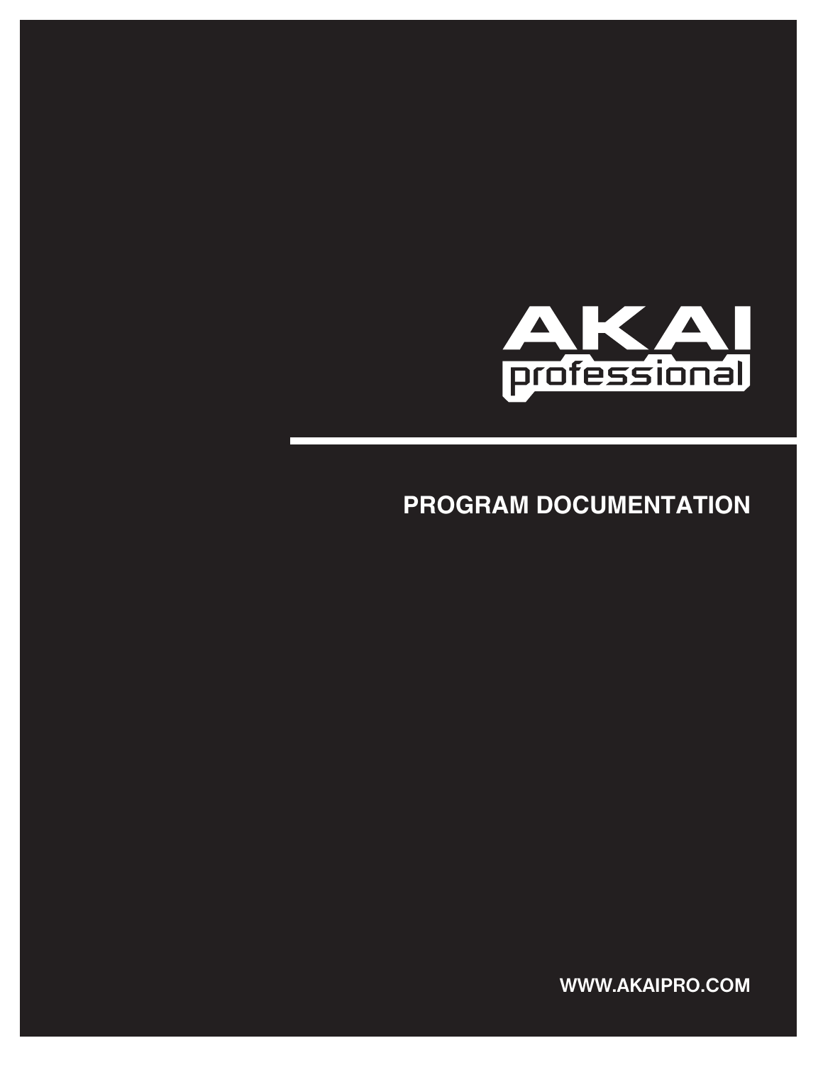AKAI professional

# PROGRAM DOCUMENTATION

WWW.AKAIPRO.COM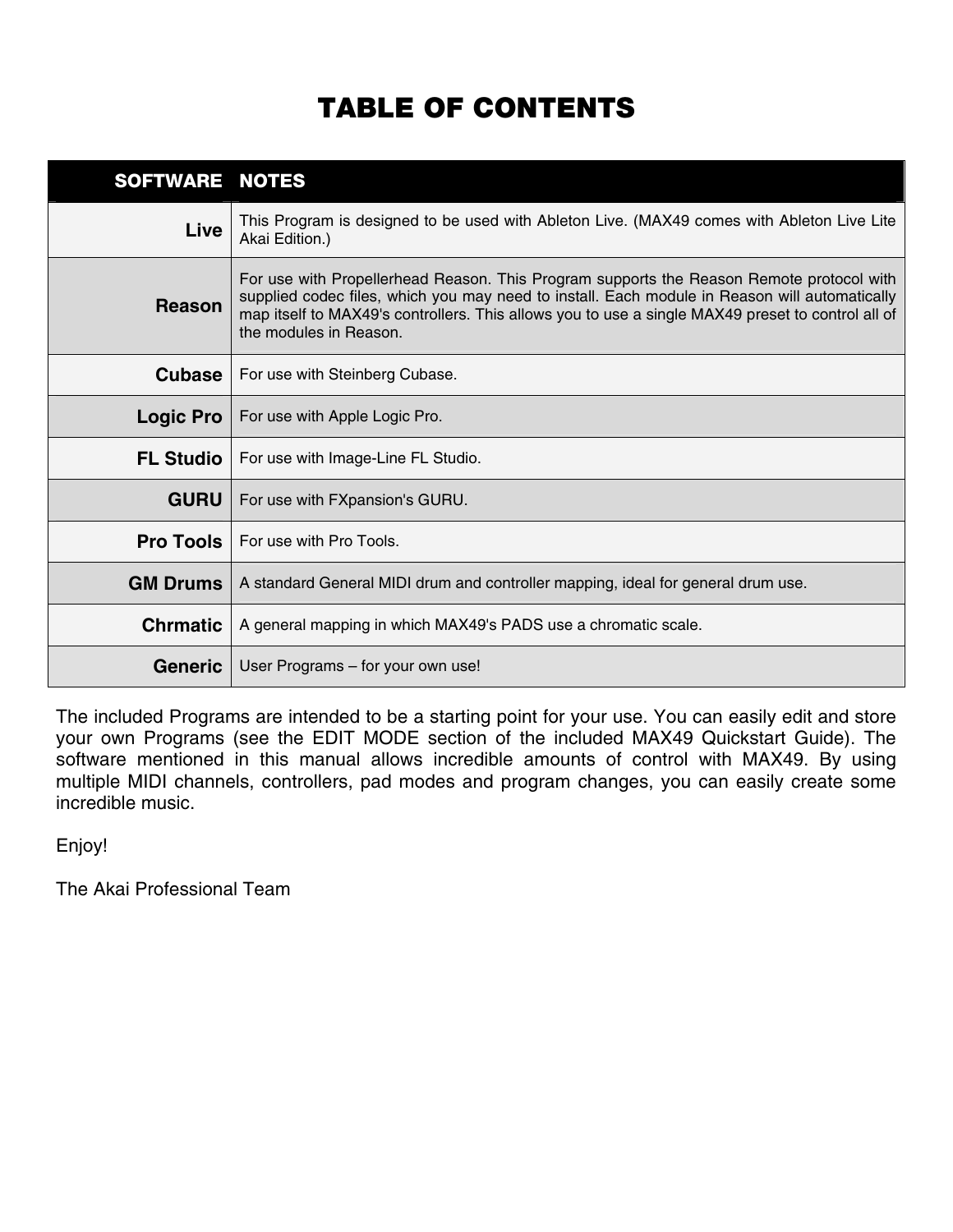# TABLE OF CONTENTS

| SOFTWARE | NOTES |
| --- | --- |
| **Live** | This Program is designed to be used with Ableton Live. (MAX49 comes with Ableton Live Lite Akai Edition.) |
| **Reason** | For use with Propellerhead Reason. This Program supports the Reason Remote protocol with supplied codec files, which you may need to install. Each module in Reason will automatically map itself to MAX49's controllers. This allows you to use a single MAX49 preset to control all of the modules in Reason. |
| **Cubase** | For use with Steinberg Cubase. |
| **Logic Pro** | For use with Apple Logic Pro. |
| **FL Studio** | For use with Image-Line FL Studio. |
| **GURU** | For use with FXpansion's GURU. |
| **Pro Tools** | For use with Pro Tools. |
| **GM Drums** | A standard General MIDI drum and controller mapping, ideal for general drum use. |
| **Chrmatic** | A general mapping in which MAX49's PADS use a chromatic scale. |
| **Generic** | User Programs – for your own use! |

The included Programs are intended to be a starting point for your use. You can easily edit and store your own Programs (see the EDIT MODE section of the included MAX49 Quickstart Guide). The software mentioned in this manual allows incredible amounts of control with MAX49. By using multiple MIDI channels, controllers, pad modes and program changes, you can easily create some incredible music.

Enjoy!

The Akai Professional Team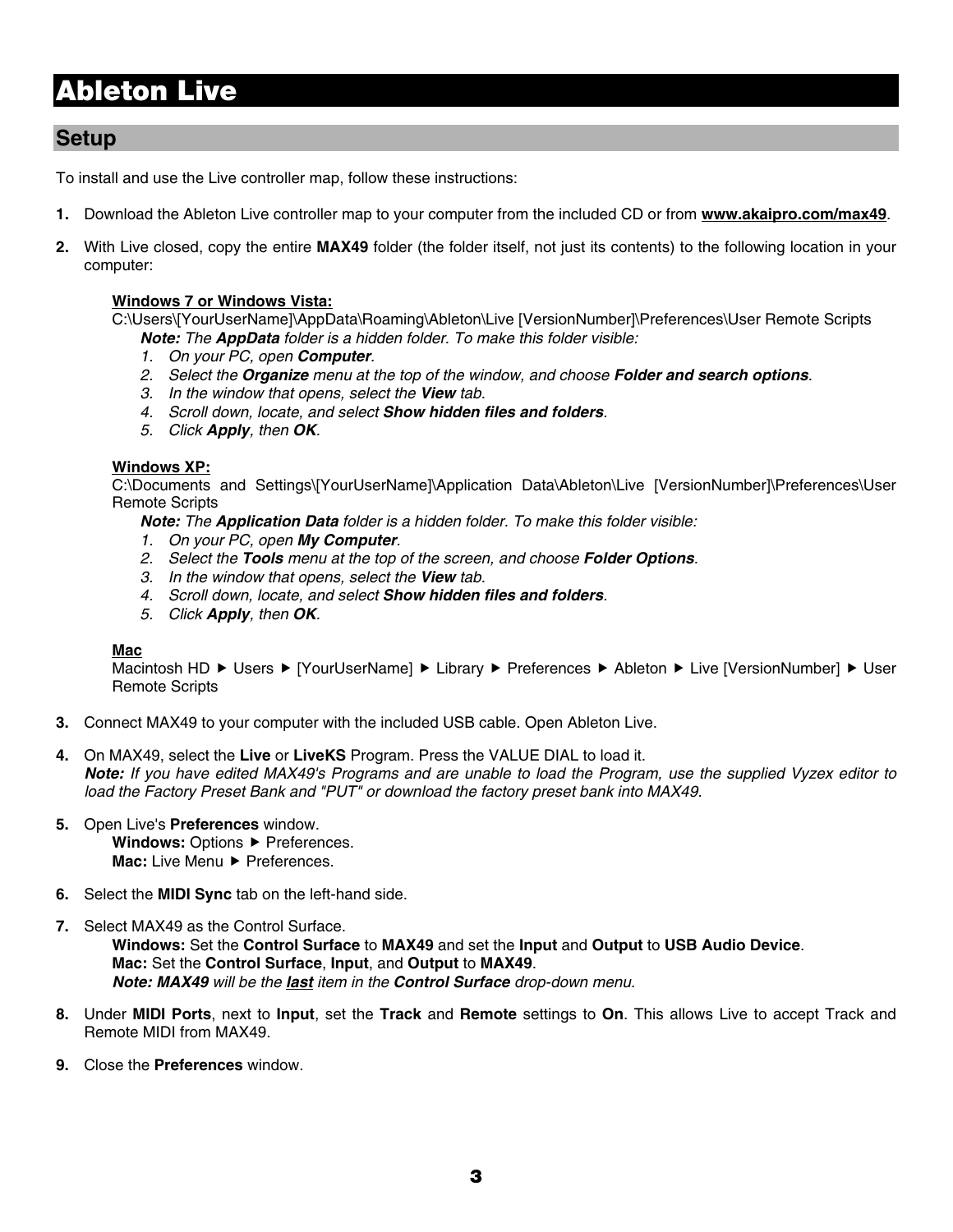# Ableton Live

## Setup

To install and use the Live controller map, follow these instructions:

1. Download the Ableton Live controller map to your computer from the included CD or from **www.akaipro.com/max49**.

2. With Live closed, copy the entire **MAX49** folder (the folder itself, not just its contents) to the following location in your computer:

   **Windows 7 or Windows Vista:**
   C:\Users\[YourUserName]\AppData\Roaming\Ableton\Live [VersionNumber]\Preferences\User Remote Scripts
   ***Note:*** *The **AppData** folder is a hidden folder. To make this folder visible:*
   1. *On your PC, open **Computer**.*
   2. *Select the **Organize** menu at the top of the window, and choose **Folder and search options**.*
   3. *In the window that opens, select the **View** tab.*
   4. *Scroll down, locate, and select **Show hidden files and folders**.*
   5. *Click **Apply**, then **OK**.*

   **Windows XP:**
   C:\Documents and Settings\[YourUserName]\Application Data\Ableton\Live [VersionNumber]\Preferences\User Remote Scripts
   ***Note:*** *The **Application Data** folder is a hidden folder. To make this folder visible:*
   1. *On your PC, open **My Computer**.*
   2. *Select the **Tools** menu at the top of the screen, and choose **Folder Options**.*
   3. *In the window that opens, select the **View** tab.*
   4. *Scroll down, locate, and select **Show hidden files and folders**.*
   5. *Click **Apply**, then **OK**.*

   **Mac**
   Macintosh HD ▶ Users ▶ [YourUserName] ▶ Library ▶ Preferences ▶ Ableton ▶ Live [VersionNumber] ▶ User Remote Scripts

3. Connect MAX49 to your computer with the included USB cable. Open Ableton Live.

4. On MAX49, select the **Live** or **LiveKS** Program. Press the VALUE DIAL to load it.
   ***Note:*** *If you have edited MAX49's Programs and are unable to load the Program, use the supplied Vyzex editor to load the Factory Preset Bank and "PUT" or download the factory preset bank into MAX49.*

5. Open Live's **Preferences** window.
   **Windows:** Options ▶ Preferences.
   **Mac:** Live Menu ▶ Preferences.

6. Select the **MIDI Sync** tab on the left-hand side.

7. Select MAX49 as the Control Surface.
   **Windows:** Set the **Control Surface** to **MAX49** and set the **Input** and **Output** to **USB Audio Device**.
   **Mac:** Set the **Control Surface**, **Input**, and **Output** to **MAX49**.
   ***Note: MAX49*** *will be the **last** item in the **Control Surface** drop-down menu.*

8. Under **MIDI Ports**, next to **Input**, set the **Track** and **Remote** settings to **On**. This allows Live to accept Track and Remote MIDI from MAX49.

9. Close the **Preferences** window.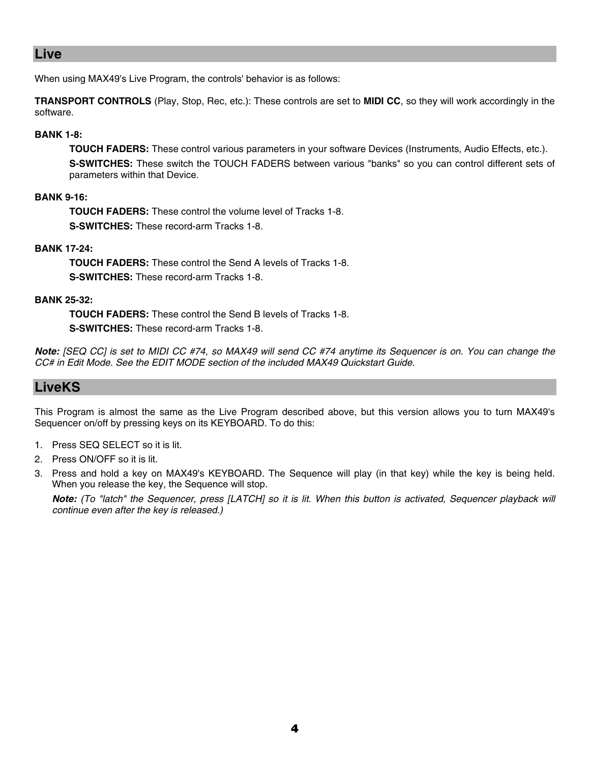## Live

When using MAX49's Live Program, the controls' behavior is as follows:

**TRANSPORT CONTROLS** (Play, Stop, Rec, etc.): These controls are set to **MIDI CC**, so they will work accordingly in the software.

**BANK 1-8:**

**TOUCH FADERS:** These control various parameters in your software Devices (Instruments, Audio Effects, etc.).

**S-SWITCHES:** These switch the TOUCH FADERS between various "banks" so you can control different sets of parameters within that Device.

**BANK 9-16:**

**TOUCH FADERS:** These control the volume level of Tracks 1-8.

**S-SWITCHES:** These record-arm Tracks 1-8.

**BANK 17-24:**

**TOUCH FADERS:** These control the Send A levels of Tracks 1-8.

**S-SWITCHES:** These record-arm Tracks 1-8.

**BANK 25-32:**

**TOUCH FADERS:** These control the Send B levels of Tracks 1-8.

**S-SWITCHES:** These record-arm Tracks 1-8.

***Note:*** *[SEQ CC] is set to MIDI CC #74, so MAX49 will send CC #74 anytime its Sequencer is on. You can change the CC# in Edit Mode. See the EDIT MODE section of the included MAX49 Quickstart Guide.*

## LiveKS

This Program is almost the same as the Live Program described above, but this version allows you to turn MAX49's Sequencer on/off by pressing keys on its KEYBOARD. To do this:

1. Press SEQ SELECT so it is lit.
2. Press ON/OFF so it is lit.
3. Press and hold a key on MAX49's KEYBOARD. The Sequence will play (in that key) while the key is being held. When you release the key, the Sequence will stop.

   ***Note:*** *(To "latch" the Sequencer, press [LATCH] so it is lit. When this button is activated, Sequencer playback will continue even after the key is released.)*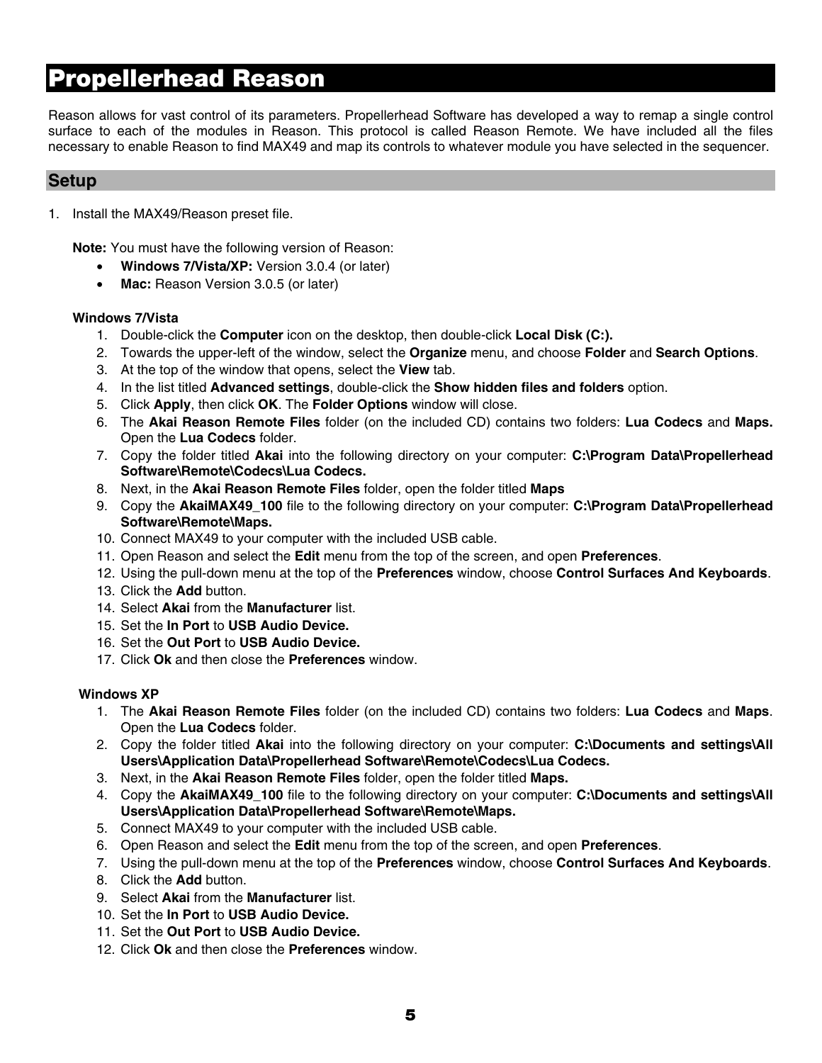# Propellerhead Reason

Reason allows for vast control of its parameters. Propellerhead Software has developed a way to remap a single control surface to each of the modules in Reason. This protocol is called Reason Remote. We have included all the files necessary to enable Reason to find MAX49 and map its controls to whatever module you have selected in the sequencer.

## Setup

1. Install the MAX49/Reason preset file.

   **Note:** You must have the following version of Reason:
   - **Windows 7/Vista/XP:** Version 3.0.4 (or later)
   - **Mac:** Reason Version 3.0.5 (or later)

   **Windows 7/Vista**
   1. Double-click the **Computer** icon on the desktop, then double-click **Local Disk (C:).**
   2. Towards the upper-left of the window, select the **Organize** menu, and choose **Folder** and **Search Options**.
   3. At the top of the window that opens, select the **View** tab.
   4. In the list titled **Advanced settings**, double-click the **Show hidden files and folders** option.
   5. Click **Apply**, then click **OK**. The **Folder Options** window will close.
   6. The **Akai Reason Remote Files** folder (on the included CD) contains two folders: **Lua Codecs** and **Maps.** Open the **Lua Codecs** folder.
   7. Copy the folder titled **Akai** into the following directory on your computer: **C:\Program Data\Propellerhead Software\Remote\Codecs\Lua Codecs.**
   8. Next, in the **Akai Reason Remote Files** folder, open the folder titled **Maps**
   9. Copy the **AkaiMAX49_100** file to the following directory on your computer: **C:\Program Data\Propellerhead Software\Remote\Maps.**
   10. Connect MAX49 to your computer with the included USB cable.
   11. Open Reason and select the **Edit** menu from the top of the screen, and open **Preferences**.
   12. Using the pull-down menu at the top of the **Preferences** window, choose **Control Surfaces And Keyboards**.
   13. Click the **Add** button.
   14. Select **Akai** from the **Manufacturer** list.
   15. Set the **In Port** to **USB Audio Device.**
   16. Set the **Out Port** to **USB Audio Device.**
   17. Click **Ok** and then close the **Preferences** window.

   **Windows XP**
   1. The **Akai Reason Remote Files** folder (on the included CD) contains two folders: **Lua Codecs** and **Maps**. Open the **Lua Codecs** folder.
   2. Copy the folder titled **Akai** into the following directory on your computer: **C:\Documents and settings\All Users\Application Data\Propellerhead Software\Remote\Codecs\Lua Codecs.**
   3. Next, in the **Akai Reason Remote Files** folder, open the folder titled **Maps.**
   4. Copy the **AkaiMAX49_100** file to the following directory on your computer: **C:\Documents and settings\All Users\Application Data\Propellerhead Software\Remote\Maps.**
   5. Connect MAX49 to your computer with the included USB cable.
   6. Open Reason and select the **Edit** menu from the top of the screen, and open **Preferences**.
   7. Using the pull-down menu at the top of the **Preferences** window, choose **Control Surfaces And Keyboards**.
   8. Click the **Add** button.
   9. Select **Akai** from the **Manufacturer** list.
   10. Set the **In Port** to **USB Audio Device.**
   11. Set the **Out Port** to **USB Audio Device.**
   12. Click **Ok** and then close the **Preferences** window.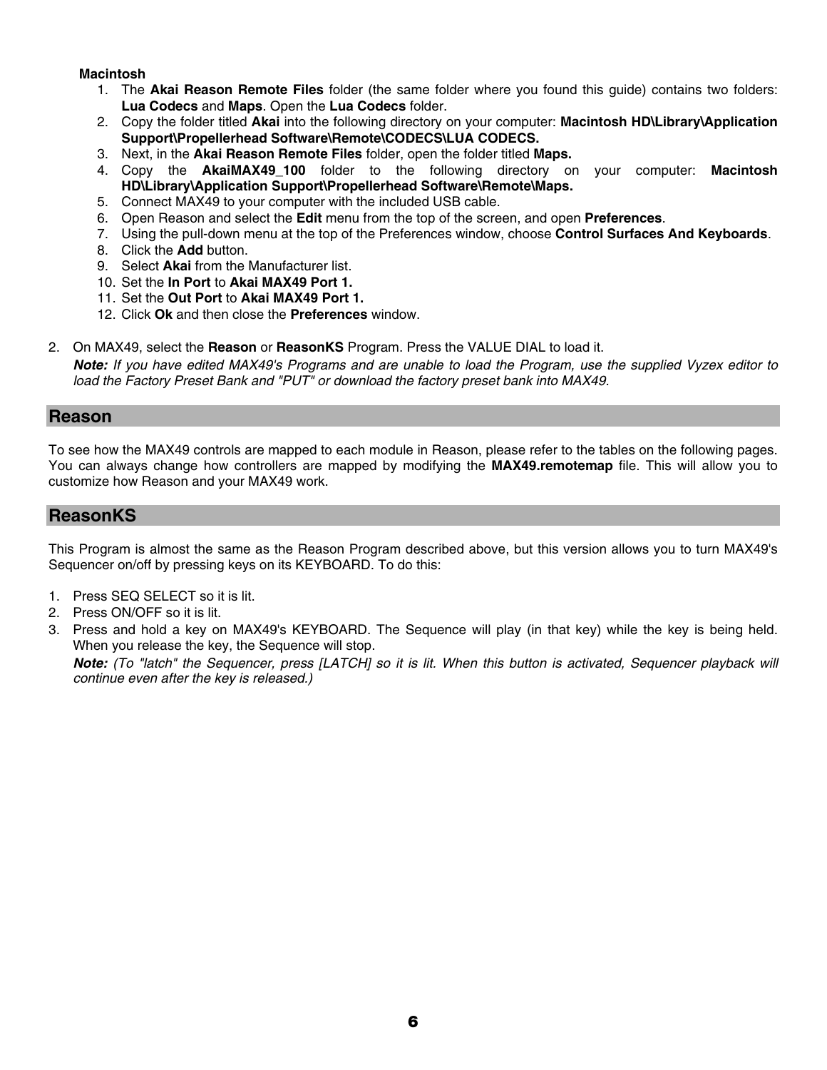**Macintosh**

1. The **Akai Reason Remote Files** folder (the same folder where you found this guide) contains two folders: **Lua Codecs** and **Maps**. Open the **Lua Codecs** folder.
2. Copy the folder titled **Akai** into the following directory on your computer: **Macintosh HD\Library\Application Support\Propellerhead Software\Remote\CODECS\LUA CODECS.**
3. Next, in the **Akai Reason Remote Files** folder, open the folder titled **Maps.**
4. Copy the **AkaiMAX49_100** folder to the following directory on your computer: **Macintosh HD\Library\Application Support\Propellerhead Software\Remote\Maps.**
5. Connect MAX49 to your computer with the included USB cable.
6. Open Reason and select the **Edit** menu from the top of the screen, and open **Preferences**.
7. Using the pull-down menu at the top of the Preferences window, choose **Control Surfaces And Keyboards**.
8. Click the **Add** button.
9. Select **Akai** from the Manufacturer list.
10. Set the **In Port** to **Akai MAX49 Port 1.**
11. Set the **Out Port** to **Akai MAX49 Port 1.**
12. Click **Ok** and then close the **Preferences** window.

2. On MAX49, select the **Reason** or **ReasonKS** Program. Press the VALUE DIAL to load it.

   ***Note:*** *If you have edited MAX49's Programs and are unable to load the Program, use the supplied Vyzex editor to load the Factory Preset Bank and "PUT" or download the factory preset bank into MAX49.*

## Reason

To see how the MAX49 controls are mapped to each module in Reason, please refer to the tables on the following pages. You can always change how controllers are mapped by modifying the **MAX49.remotemap** file. This will allow you to customize how Reason and your MAX49 work.

## ReasonKS

This Program is almost the same as the Reason Program described above, but this version allows you to turn MAX49's Sequencer on/off by pressing keys on its KEYBOARD. To do this:

1. Press SEQ SELECT so it is lit.
2. Press ON/OFF so it is lit.
3. Press and hold a key on MAX49's KEYBOARD. The Sequence will play (in that key) while the key is being held. When you release the key, the Sequence will stop.

   ***Note:*** *(To "latch" the Sequencer, press [LATCH] so it is lit. When this button is activated, Sequencer playback will continue even after the key is released.)*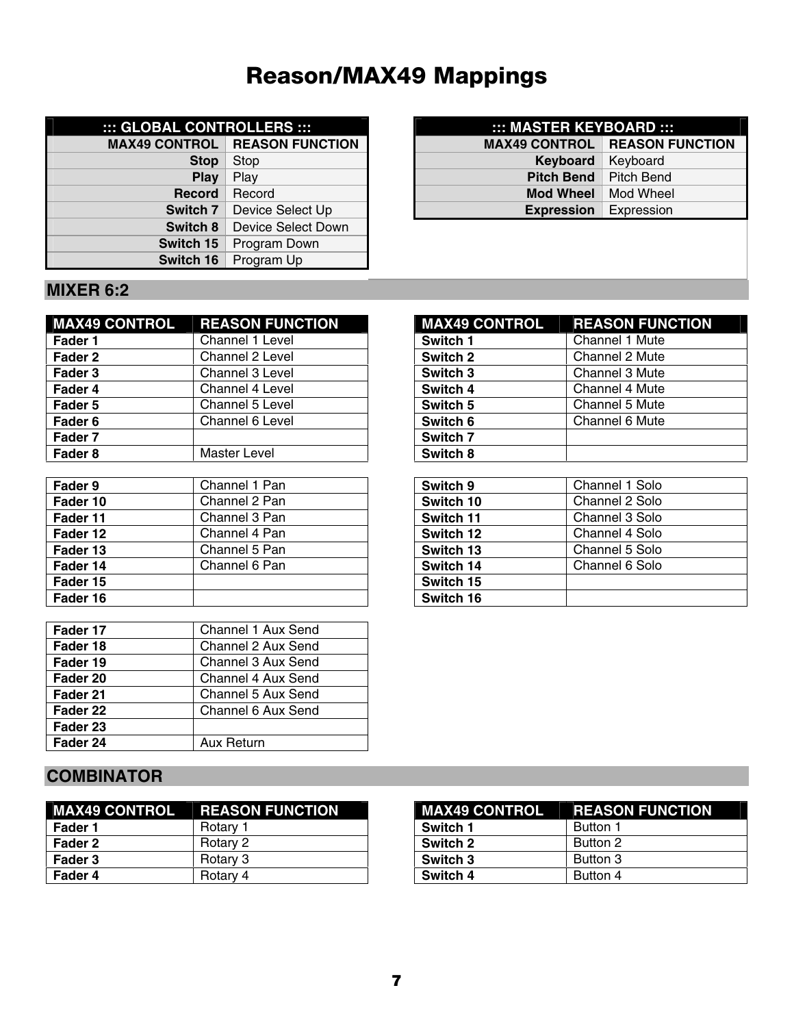# Reason/MAX49 Mappings

| ::: GLOBAL CONTROLLERS ::: | |
|---|---|
| **MAX49 CONTROL** | **REASON FUNCTION** |
| **Stop** | Stop |
| **Play** | Play |
| **Record** | Record |
| **Switch 7** | Device Select Up |
| **Switch 8** | Device Select Down |
| **Switch 15** | Program Down |
| **Switch 16** | Program Up |

| ::: MASTER KEYBOARD ::: | |
|---|---|
| **MAX49 CONTROL** | **REASON FUNCTION** |
| **Keyboard** | Keyboard |
| **Pitch Bend** | Pitch Bend |
| **Mod Wheel** | Mod Wheel |
| **Expression** | Expression |

## MIXER 6:2

| MAX49 CONTROL | REASON FUNCTION |
|---|---|
| **Fader 1** | Channel 1 Level |
| **Fader 2** | Channel 2 Level |
| **Fader 3** | Channel 3 Level |
| **Fader 4** | Channel 4 Level |
| **Fader 5** | Channel 5 Level |
| **Fader 6** | Channel 6 Level |
| **Fader 7** | |
| **Fader 8** | Master Level |
| **Fader 9** | Channel 1 Pan |
| **Fader 10** | Channel 2 Pan |
| **Fader 11** | Channel 3 Pan |
| **Fader 12** | Channel 4 Pan |
| **Fader 13** | Channel 5 Pan |
| **Fader 14** | Channel 6 Pan |
| **Fader 15** | |
| **Fader 16** | |
| **Fader 17** | Channel 1 Aux Send |
| **Fader 18** | Channel 2 Aux Send |
| **Fader 19** | Channel 3 Aux Send |
| **Fader 20** | Channel 4 Aux Send |
| **Fader 21** | Channel 5 Aux Send |
| **Fader 22** | Channel 6 Aux Send |
| **Fader 23** | |
| **Fader 24** | Aux Return |

| MAX49 CONTROL | REASON FUNCTION |
|---|---|
| **Switch 1** | Channel 1 Mute |
| **Switch 2** | Channel 2 Mute |
| **Switch 3** | Channel 3 Mute |
| **Switch 4** | Channel 4 Mute |
| **Switch 5** | Channel 5 Mute |
| **Switch 6** | Channel 6 Mute |
| **Switch 7** | |
| **Switch 8** | |
| **Switch 9** | Channel 1 Solo |
| **Switch 10** | Channel 2 Solo |
| **Switch 11** | Channel 3 Solo |
| **Switch 12** | Channel 4 Solo |
| **Switch 13** | Channel 5 Solo |
| **Switch 14** | Channel 6 Solo |
| **Switch 15** | |
| **Switch 16** | |

## COMBINATOR

| MAX49 CONTROL | REASON FUNCTION |
|---|---|
| **Fader 1** | Rotary 1 |
| **Fader 2** | Rotary 2 |
| **Fader 3** | Rotary 3 |
| **Fader 4** | Rotary 4 |

| MAX49 CONTROL | REASON FUNCTION |
|---|---|
| **Switch 1** | Button 1 |
| **Switch 2** | Button 2 |
| **Switch 3** | Button 3 |
| **Switch 4** | Button 4 |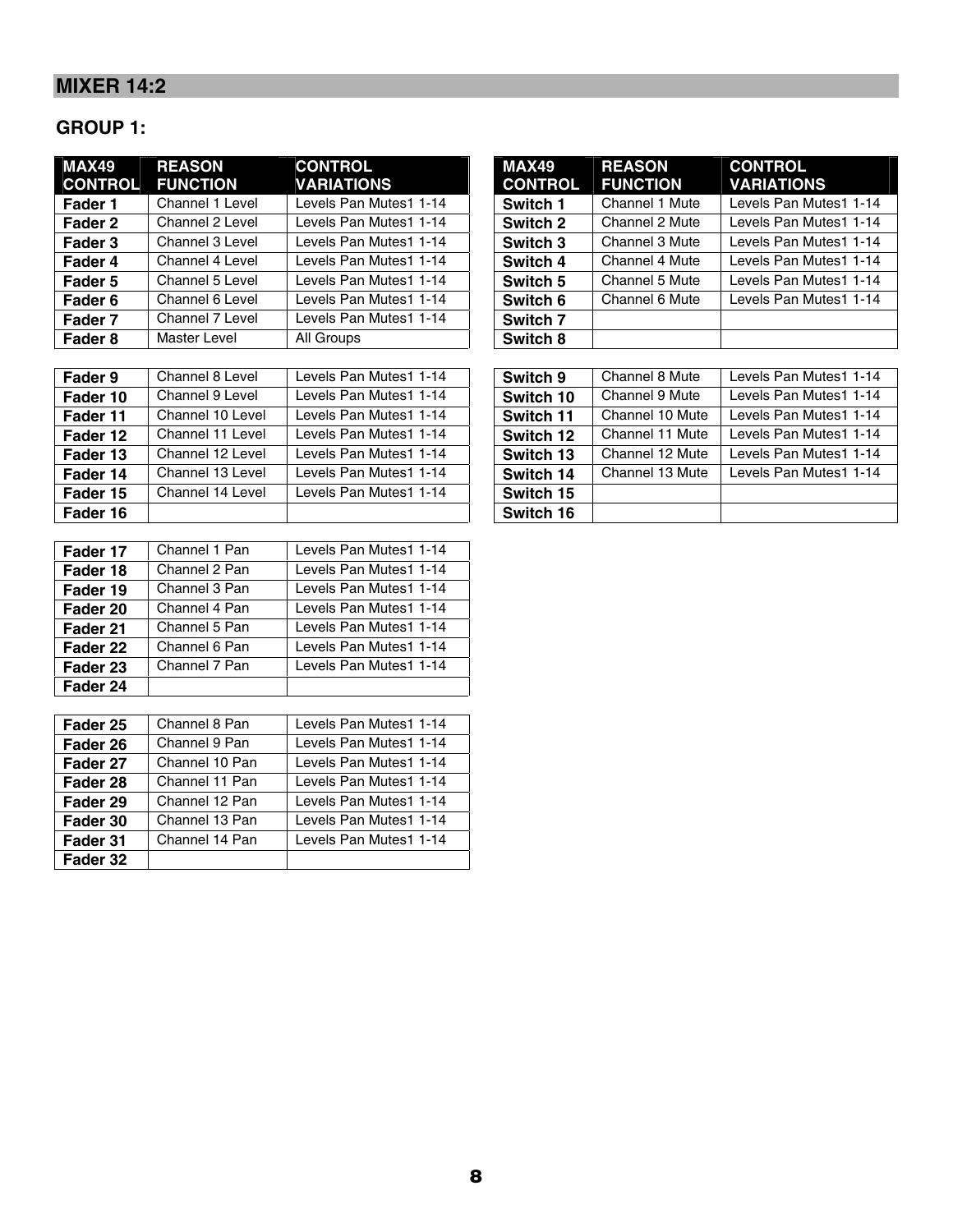## MIXER 14:2

### GROUP 1:

| MAX49 CONTROL | REASON FUNCTION | CONTROL VARIATIONS |
|---|---|---|
| **Fader 1** | Channel 1 Level | Levels Pan Mutes1 1-14 |
| **Fader 2** | Channel 2 Level | Levels Pan Mutes1 1-14 |
| **Fader 3** | Channel 3 Level | Levels Pan Mutes1 1-14 |
| **Fader 4** | Channel 4 Level | Levels Pan Mutes1 1-14 |
| **Fader 5** | Channel 5 Level | Levels Pan Mutes1 1-14 |
| **Fader 6** | Channel 6 Level | Levels Pan Mutes1 1-14 |
| **Fader 7** | Channel 7 Level | Levels Pan Mutes1 1-14 |
| **Fader 8** | Master Level | All Groups |
| **Fader 9** | Channel 8 Level | Levels Pan Mutes1 1-14 |
| **Fader 10** | Channel 9 Level | Levels Pan Mutes1 1-14 |
| **Fader 11** | Channel 10 Level | Levels Pan Mutes1 1-14 |
| **Fader 12** | Channel 11 Level | Levels Pan Mutes1 1-14 |
| **Fader 13** | Channel 12 Level | Levels Pan Mutes1 1-14 |
| **Fader 14** | Channel 13 Level | Levels Pan Mutes1 1-14 |
| **Fader 15** | Channel 14 Level | Levels Pan Mutes1 1-14 |
| **Fader 16** | | |
| **Fader 17** | Channel 1 Pan | Levels Pan Mutes1 1-14 |
| **Fader 18** | Channel 2 Pan | Levels Pan Mutes1 1-14 |
| **Fader 19** | Channel 3 Pan | Levels Pan Mutes1 1-14 |
| **Fader 20** | Channel 4 Pan | Levels Pan Mutes1 1-14 |
| **Fader 21** | Channel 5 Pan | Levels Pan Mutes1 1-14 |
| **Fader 22** | Channel 6 Pan | Levels Pan Mutes1 1-14 |
| **Fader 23** | Channel 7 Pan | Levels Pan Mutes1 1-14 |
| **Fader 24** | | |
| **Fader 25** | Channel 8 Pan | Levels Pan Mutes1 1-14 |
| **Fader 26** | Channel 9 Pan | Levels Pan Mutes1 1-14 |
| **Fader 27** | Channel 10 Pan | Levels Pan Mutes1 1-14 |
| **Fader 28** | Channel 11 Pan | Levels Pan Mutes1 1-14 |
| **Fader 29** | Channel 12 Pan | Levels Pan Mutes1 1-14 |
| **Fader 30** | Channel 13 Pan | Levels Pan Mutes1 1-14 |
| **Fader 31** | Channel 14 Pan | Levels Pan Mutes1 1-14 |
| **Fader 32** | | |

| MAX49 CONTROL | REASON FUNCTION | CONTROL VARIATIONS |
|---|---|---|
| **Switch 1** | Channel 1 Mute | Levels Pan Mutes1 1-14 |
| **Switch 2** | Channel 2 Mute | Levels Pan Mutes1 1-14 |
| **Switch 3** | Channel 3 Mute | Levels Pan Mutes1 1-14 |
| **Switch 4** | Channel 4 Mute | Levels Pan Mutes1 1-14 |
| **Switch 5** | Channel 5 Mute | Levels Pan Mutes1 1-14 |
| **Switch 6** | Channel 6 Mute | Levels Pan Mutes1 1-14 |
| **Switch 7** | | |
| **Switch 8** | | |
| **Switch 9** | Channel 8 Mute | Levels Pan Mutes1 1-14 |
| **Switch 10** | Channel 9 Mute | Levels Pan Mutes1 1-14 |
| **Switch 11** | Channel 10 Mute | Levels Pan Mutes1 1-14 |
| **Switch 12** | Channel 11 Mute | Levels Pan Mutes1 1-14 |
| **Switch 13** | Channel 12 Mute | Levels Pan Mutes1 1-14 |
| **Switch 14** | Channel 13 Mute | Levels Pan Mutes1 1-14 |
| **Switch 15** | | |
| **Switch 16** | | |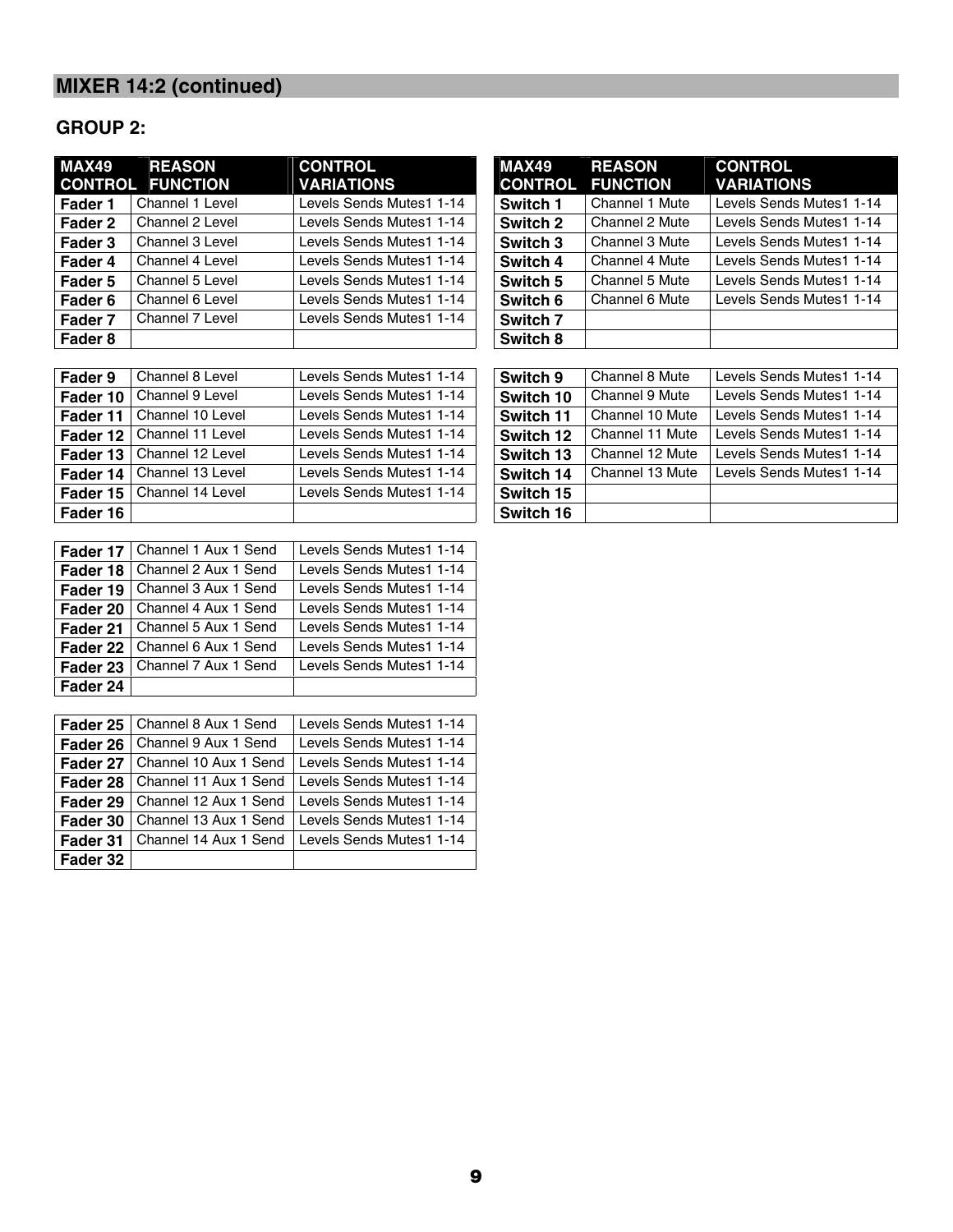## MIXER 14:2 (continued)

### GROUP 2:

| MAX49 CONTROL | REASON FUNCTION | CONTROL VARIATIONS |
|---|---|---|
| **Fader 1** | Channel 1 Level | Levels Sends Mutes1 1-14 |
| **Fader 2** | Channel 2 Level | Levels Sends Mutes1 1-14 |
| **Fader 3** | Channel 3 Level | Levels Sends Mutes1 1-14 |
| **Fader 4** | Channel 4 Level | Levels Sends Mutes1 1-14 |
| **Fader 5** | Channel 5 Level | Levels Sends Mutes1 1-14 |
| **Fader 6** | Channel 6 Level | Levels Sends Mutes1 1-14 |
| **Fader 7** | Channel 7 Level | Levels Sends Mutes1 1-14 |
| **Fader 8** | | |
| **Fader 9** | Channel 8 Level | Levels Sends Mutes1 1-14 |
| **Fader 10** | Channel 9 Level | Levels Sends Mutes1 1-14 |
| **Fader 11** | Channel 10 Level | Levels Sends Mutes1 1-14 |
| **Fader 12** | Channel 11 Level | Levels Sends Mutes1 1-14 |
| **Fader 13** | Channel 12 Level | Levels Sends Mutes1 1-14 |
| **Fader 14** | Channel 13 Level | Levels Sends Mutes1 1-14 |
| **Fader 15** | Channel 14 Level | Levels Sends Mutes1 1-14 |
| **Fader 16** | | |
| **Fader 17** | Channel 1 Aux 1 Send | Levels Sends Mutes1 1-14 |
| **Fader 18** | Channel 2 Aux 1 Send | Levels Sends Mutes1 1-14 |
| **Fader 19** | Channel 3 Aux 1 Send | Levels Sends Mutes1 1-14 |
| **Fader 20** | Channel 4 Aux 1 Send | Levels Sends Mutes1 1-14 |
| **Fader 21** | Channel 5 Aux 1 Send | Levels Sends Mutes1 1-14 |
| **Fader 22** | Channel 6 Aux 1 Send | Levels Sends Mutes1 1-14 |
| **Fader 23** | Channel 7 Aux 1 Send | Levels Sends Mutes1 1-14 |
| **Fader 24** | | |
| **Fader 25** | Channel 8 Aux 1 Send | Levels Sends Mutes1 1-14 |
| **Fader 26** | Channel 9 Aux 1 Send | Levels Sends Mutes1 1-14 |
| **Fader 27** | Channel 10 Aux 1 Send | Levels Sends Mutes1 1-14 |
| **Fader 28** | Channel 11 Aux 1 Send | Levels Sends Mutes1 1-14 |
| **Fader 29** | Channel 12 Aux 1 Send | Levels Sends Mutes1 1-14 |
| **Fader 30** | Channel 13 Aux 1 Send | Levels Sends Mutes1 1-14 |
| **Fader 31** | Channel 14 Aux 1 Send | Levels Sends Mutes1 1-14 |
| **Fader 32** | | |

| MAX49 CONTROL | REASON FUNCTION | CONTROL VARIATIONS |
|---|---|---|
| **Switch 1** | Channel 1 Mute | Levels Sends Mutes1 1-14 |
| **Switch 2** | Channel 2 Mute | Levels Sends Mutes1 1-14 |
| **Switch 3** | Channel 3 Mute | Levels Sends Mutes1 1-14 |
| **Switch 4** | Channel 4 Mute | Levels Sends Mutes1 1-14 |
| **Switch 5** | Channel 5 Mute | Levels Sends Mutes1 1-14 |
| **Switch 6** | Channel 6 Mute | Levels Sends Mutes1 1-14 |
| **Switch 7** | | |
| **Switch 8** | | |
| **Switch 9** | Channel 8 Mute | Levels Sends Mutes1 1-14 |
| **Switch 10** | Channel 9 Mute | Levels Sends Mutes1 1-14 |
| **Switch 11** | Channel 10 Mute | Levels Sends Mutes1 1-14 |
| **Switch 12** | Channel 11 Mute | Levels Sends Mutes1 1-14 |
| **Switch 13** | Channel 12 Mute | Levels Sends Mutes1 1-14 |
| **Switch 14** | Channel 13 Mute | Levels Sends Mutes1 1-14 |
| **Switch 15** | | |
| **Switch 16** | | |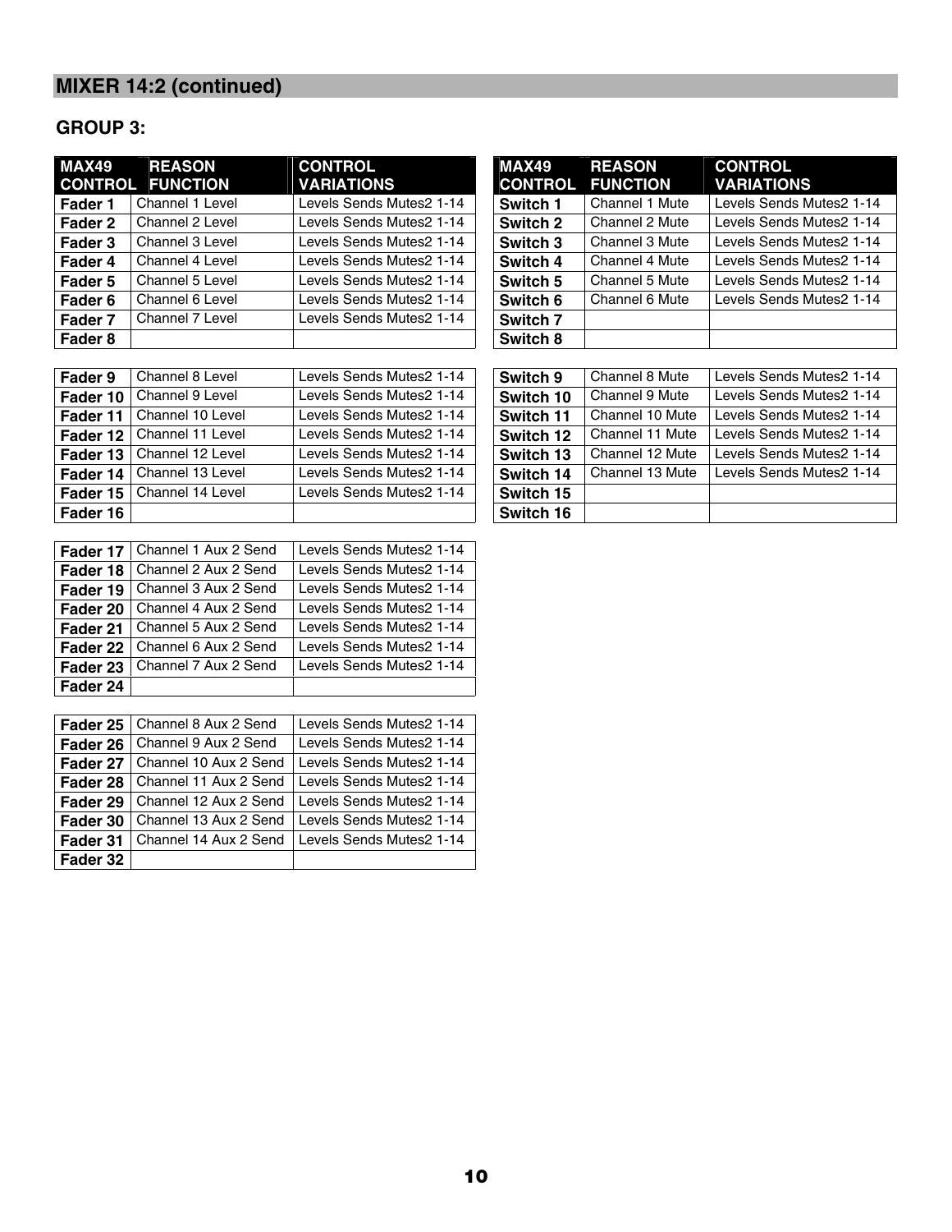## MIXER 14:2 (continued)

### GROUP 3:

| MAX49 CONTROL | REASON FUNCTION | CONTROL VARIATIONS |
|---|---|---|
| **Fader 1** | Channel 1 Level | Levels Sends Mutes2 1-14 |
| **Fader 2** | Channel 2 Level | Levels Sends Mutes2 1-14 |
| **Fader 3** | Channel 3 Level | Levels Sends Mutes2 1-14 |
| **Fader 4** | Channel 4 Level | Levels Sends Mutes2 1-14 |
| **Fader 5** | Channel 5 Level | Levels Sends Mutes2 1-14 |
| **Fader 6** | Channel 6 Level | Levels Sends Mutes2 1-14 |
| **Fader 7** | Channel 7 Level | Levels Sends Mutes2 1-14 |
| **Fader 8** | | |
| **Fader 9** | Channel 8 Level | Levels Sends Mutes2 1-14 |
| **Fader 10** | Channel 9 Level | Levels Sends Mutes2 1-14 |
| **Fader 11** | Channel 10 Level | Levels Sends Mutes2 1-14 |
| **Fader 12** | Channel 11 Level | Levels Sends Mutes2 1-14 |
| **Fader 13** | Channel 12 Level | Levels Sends Mutes2 1-14 |
| **Fader 14** | Channel 13 Level | Levels Sends Mutes2 1-14 |
| **Fader 15** | Channel 14 Level | Levels Sends Mutes2 1-14 |
| **Fader 16** | | |
| **Fader 17** | Channel 1 Aux 2 Send | Levels Sends Mutes2 1-14 |
| **Fader 18** | Channel 2 Aux 2 Send | Levels Sends Mutes2 1-14 |
| **Fader 19** | Channel 3 Aux 2 Send | Levels Sends Mutes2 1-14 |
| **Fader 20** | Channel 4 Aux 2 Send | Levels Sends Mutes2 1-14 |
| **Fader 21** | Channel 5 Aux 2 Send | Levels Sends Mutes2 1-14 |
| **Fader 22** | Channel 6 Aux 2 Send | Levels Sends Mutes2 1-14 |
| **Fader 23** | Channel 7 Aux 2 Send | Levels Sends Mutes2 1-14 |
| **Fader 24** | | |
| **Fader 25** | Channel 8 Aux 2 Send | Levels Sends Mutes2 1-14 |
| **Fader 26** | Channel 9 Aux 2 Send | Levels Sends Mutes2 1-14 |
| **Fader 27** | Channel 10 Aux 2 Send | Levels Sends Mutes2 1-14 |
| **Fader 28** | Channel 11 Aux 2 Send | Levels Sends Mutes2 1-14 |
| **Fader 29** | Channel 12 Aux 2 Send | Levels Sends Mutes2 1-14 |
| **Fader 30** | Channel 13 Aux 2 Send | Levels Sends Mutes2 1-14 |
| **Fader 31** | Channel 14 Aux 2 Send | Levels Sends Mutes2 1-14 |
| **Fader 32** | | |

| MAX49 CONTROL | REASON FUNCTION | CONTROL VARIATIONS |
|---|---|---|
| **Switch 1** | Channel 1 Mute | Levels Sends Mutes2 1-14 |
| **Switch 2** | Channel 2 Mute | Levels Sends Mutes2 1-14 |
| **Switch 3** | Channel 3 Mute | Levels Sends Mutes2 1-14 |
| **Switch 4** | Channel 4 Mute | Levels Sends Mutes2 1-14 |
| **Switch 5** | Channel 5 Mute | Levels Sends Mutes2 1-14 |
| **Switch 6** | Channel 6 Mute | Levels Sends Mutes2 1-14 |
| **Switch 7** | | |
| **Switch 8** | | |
| **Switch 9** | Channel 8 Mute | Levels Sends Mutes2 1-14 |
| **Switch 10** | Channel 9 Mute | Levels Sends Mutes2 1-14 |
| **Switch 11** | Channel 10 Mute | Levels Sends Mutes2 1-14 |
| **Switch 12** | Channel 11 Mute | Levels Sends Mutes2 1-14 |
| **Switch 13** | Channel 12 Mute | Levels Sends Mutes2 1-14 |
| **Switch 14** | Channel 13 Mute | Levels Sends Mutes2 1-14 |
| **Switch 15** | | |
| **Switch 16** | | |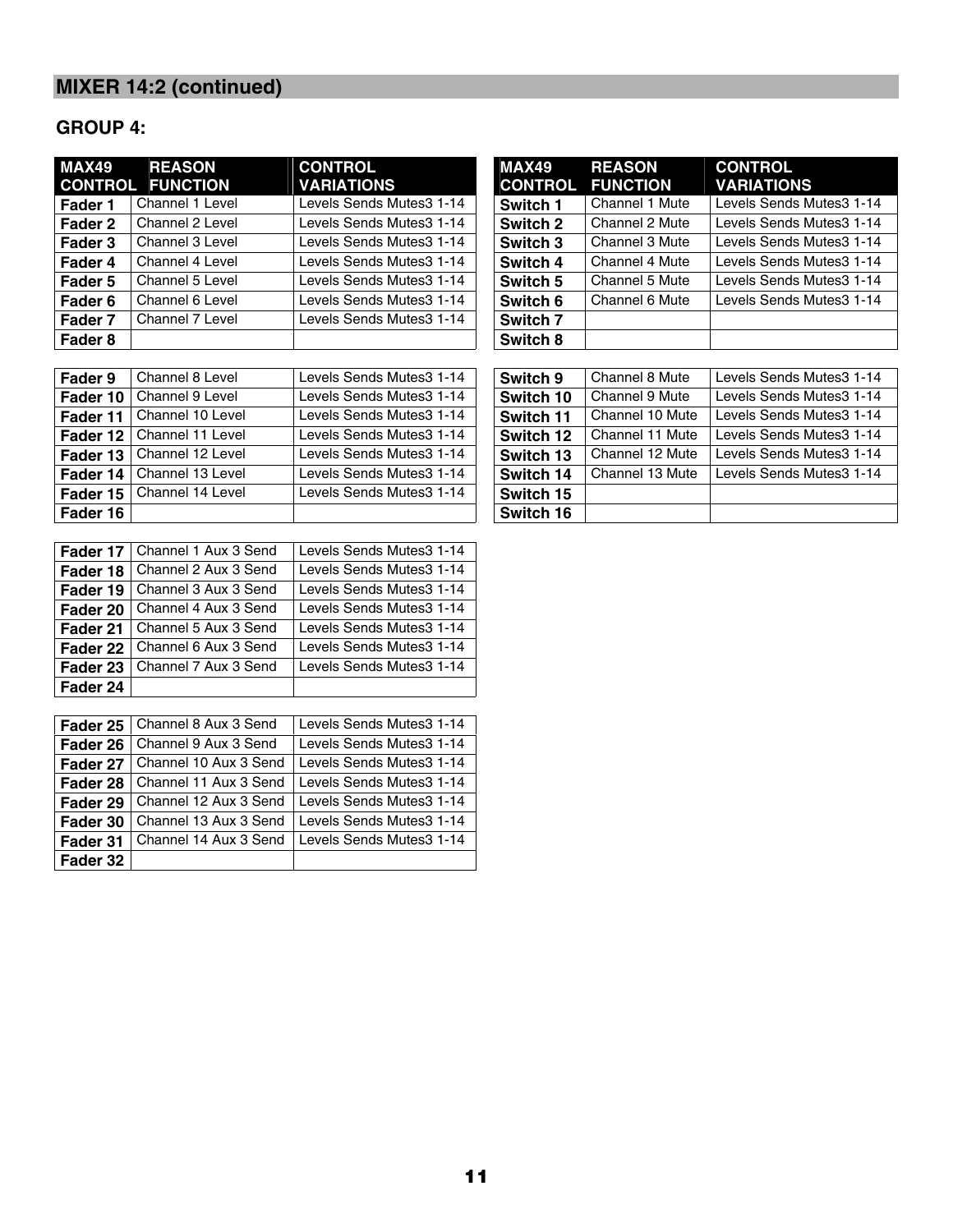## MIXER 14:2 (continued)

### GROUP 4:

| MAX49 CONTROL | REASON FUNCTION | CONTROL VARIATIONS |
|---|---|---|
| **Fader 1** | Channel 1 Level | Levels Sends Mutes3 1-14 |
| **Fader 2** | Channel 2 Level | Levels Sends Mutes3 1-14 |
| **Fader 3** | Channel 3 Level | Levels Sends Mutes3 1-14 |
| **Fader 4** | Channel 4 Level | Levels Sends Mutes3 1-14 |
| **Fader 5** | Channel 5 Level | Levels Sends Mutes3 1-14 |
| **Fader 6** | Channel 6 Level | Levels Sends Mutes3 1-14 |
| **Fader 7** | Channel 7 Level | Levels Sends Mutes3 1-14 |
| **Fader 8** | | |
| **Fader 9** | Channel 8 Level | Levels Sends Mutes3 1-14 |
| **Fader 10** | Channel 9 Level | Levels Sends Mutes3 1-14 |
| **Fader 11** | Channel 10 Level | Levels Sends Mutes3 1-14 |
| **Fader 12** | Channel 11 Level | Levels Sends Mutes3 1-14 |
| **Fader 13** | Channel 12 Level | Levels Sends Mutes3 1-14 |
| **Fader 14** | Channel 13 Level | Levels Sends Mutes3 1-14 |
| **Fader 15** | Channel 14 Level | Levels Sends Mutes3 1-14 |
| **Fader 16** | | |
| **Fader 17** | Channel 1 Aux 3 Send | Levels Sends Mutes3 1-14 |
| **Fader 18** | Channel 2 Aux 3 Send | Levels Sends Mutes3 1-14 |
| **Fader 19** | Channel 3 Aux 3 Send | Levels Sends Mutes3 1-14 |
| **Fader 20** | Channel 4 Aux 3 Send | Levels Sends Mutes3 1-14 |
| **Fader 21** | Channel 5 Aux 3 Send | Levels Sends Mutes3 1-14 |
| **Fader 22** | Channel 6 Aux 3 Send | Levels Sends Mutes3 1-14 |
| **Fader 23** | Channel 7 Aux 3 Send | Levels Sends Mutes3 1-14 |
| **Fader 24** | | |
| **Fader 25** | Channel 8 Aux 3 Send | Levels Sends Mutes3 1-14 |
| **Fader 26** | Channel 9 Aux 3 Send | Levels Sends Mutes3 1-14 |
| **Fader 27** | Channel 10 Aux 3 Send | Levels Sends Mutes3 1-14 |
| **Fader 28** | Channel 11 Aux 3 Send | Levels Sends Mutes3 1-14 |
| **Fader 29** | Channel 12 Aux 3 Send | Levels Sends Mutes3 1-14 |
| **Fader 30** | Channel 13 Aux 3 Send | Levels Sends Mutes3 1-14 |
| **Fader 31** | Channel 14 Aux 3 Send | Levels Sends Mutes3 1-14 |
| **Fader 32** | | |

| MAX49 CONTROL | REASON FUNCTION | CONTROL VARIATIONS |
|---|---|---|
| **Switch 1** | Channel 1 Mute | Levels Sends Mutes3 1-14 |
| **Switch 2** | Channel 2 Mute | Levels Sends Mutes3 1-14 |
| **Switch 3** | Channel 3 Mute | Levels Sends Mutes3 1-14 |
| **Switch 4** | Channel 4 Mute | Levels Sends Mutes3 1-14 |
| **Switch 5** | Channel 5 Mute | Levels Sends Mutes3 1-14 |
| **Switch 6** | Channel 6 Mute | Levels Sends Mutes3 1-14 |
| **Switch 7** | | |
| **Switch 8** | | |
| **Switch 9** | Channel 8 Mute | Levels Sends Mutes3 1-14 |
| **Switch 10** | Channel 9 Mute | Levels Sends Mutes3 1-14 |
| **Switch 11** | Channel 10 Mute | Levels Sends Mutes3 1-14 |
| **Switch 12** | Channel 11 Mute | Levels Sends Mutes3 1-14 |
| **Switch 13** | Channel 12 Mute | Levels Sends Mutes3 1-14 |
| **Switch 14** | Channel 13 Mute | Levels Sends Mutes3 1-14 |
| **Switch 15** | | |
| **Switch 16** | | |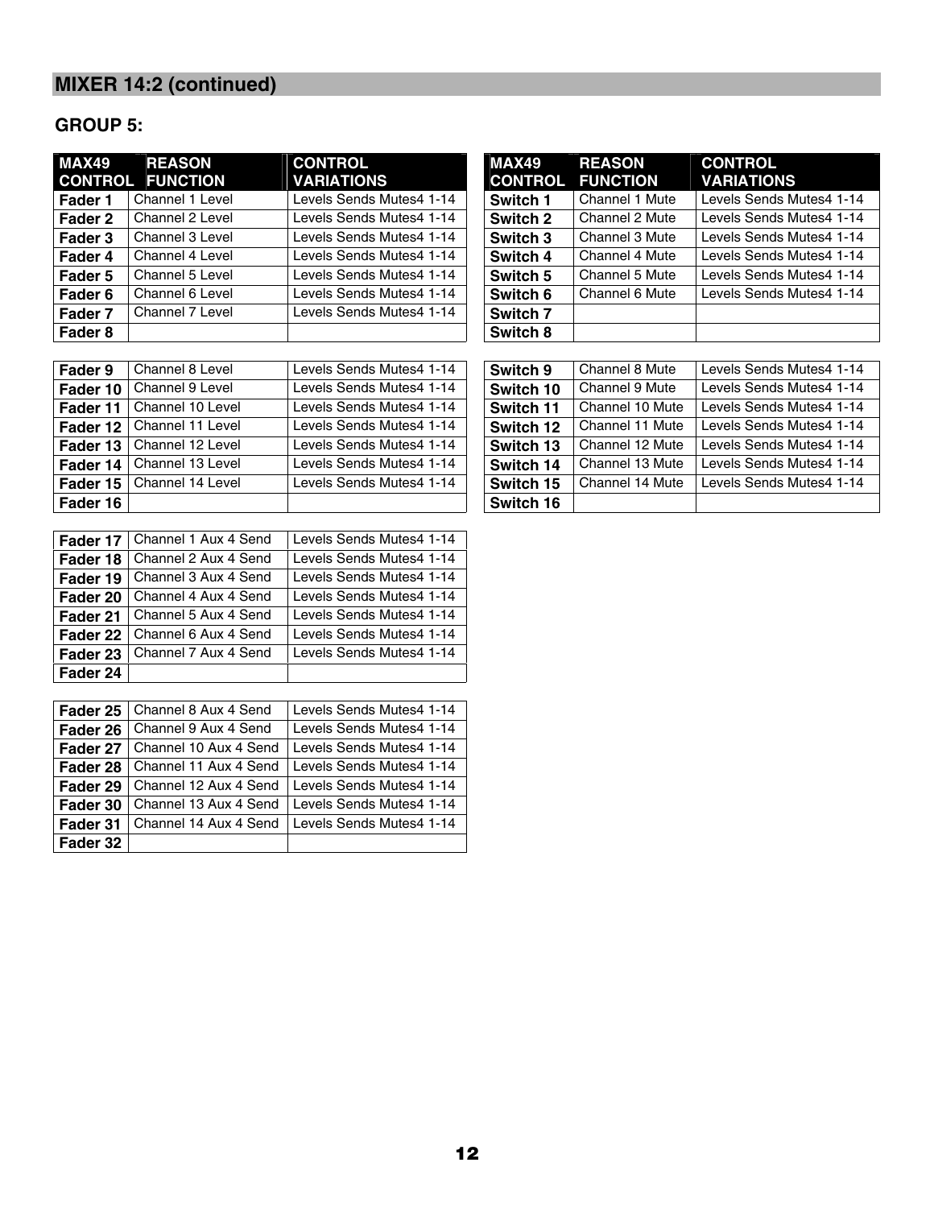## MIXER 14:2 (continued)

### GROUP 5:

| MAX49 CONTROL | REASON FUNCTION | CONTROL VARIATIONS |
|---|---|---|
| **Fader 1** | Channel 1 Level | Levels Sends Mutes4 1-14 |
| **Fader 2** | Channel 2 Level | Levels Sends Mutes4 1-14 |
| **Fader 3** | Channel 3 Level | Levels Sends Mutes4 1-14 |
| **Fader 4** | Channel 4 Level | Levels Sends Mutes4 1-14 |
| **Fader 5** | Channel 5 Level | Levels Sends Mutes4 1-14 |
| **Fader 6** | Channel 6 Level | Levels Sends Mutes4 1-14 |
| **Fader 7** | Channel 7 Level | Levels Sends Mutes4 1-14 |
| **Fader 8** | | |
| **Fader 9** | Channel 8 Level | Levels Sends Mutes4 1-14 |
| **Fader 10** | Channel 9 Level | Levels Sends Mutes4 1-14 |
| **Fader 11** | Channel 10 Level | Levels Sends Mutes4 1-14 |
| **Fader 12** | Channel 11 Level | Levels Sends Mutes4 1-14 |
| **Fader 13** | Channel 12 Level | Levels Sends Mutes4 1-14 |
| **Fader 14** | Channel 13 Level | Levels Sends Mutes4 1-14 |
| **Fader 15** | Channel 14 Level | Levels Sends Mutes4 1-14 |
| **Fader 16** | | |
| **Fader 17** | Channel 1 Aux 4 Send | Levels Sends Mutes4 1-14 |
| **Fader 18** | Channel 2 Aux 4 Send | Levels Sends Mutes4 1-14 |
| **Fader 19** | Channel 3 Aux 4 Send | Levels Sends Mutes4 1-14 |
| **Fader 20** | Channel 4 Aux 4 Send | Levels Sends Mutes4 1-14 |
| **Fader 21** | Channel 5 Aux 4 Send | Levels Sends Mutes4 1-14 |
| **Fader 22** | Channel 6 Aux 4 Send | Levels Sends Mutes4 1-14 |
| **Fader 23** | Channel 7 Aux 4 Send | Levels Sends Mutes4 1-14 |
| **Fader 24** | | |
| **Fader 25** | Channel 8 Aux 4 Send | Levels Sends Mutes4 1-14 |
| **Fader 26** | Channel 9 Aux 4 Send | Levels Sends Mutes4 1-14 |
| **Fader 27** | Channel 10 Aux 4 Send | Levels Sends Mutes4 1-14 |
| **Fader 28** | Channel 11 Aux 4 Send | Levels Sends Mutes4 1-14 |
| **Fader 29** | Channel 12 Aux 4 Send | Levels Sends Mutes4 1-14 |
| **Fader 30** | Channel 13 Aux 4 Send | Levels Sends Mutes4 1-14 |
| **Fader 31** | Channel 14 Aux 4 Send | Levels Sends Mutes4 1-14 |
| **Fader 32** | | |

| MAX49 CONTROL | REASON FUNCTION | CONTROL VARIATIONS |
|---|---|---|
| **Switch 1** | Channel 1 Mute | Levels Sends Mutes4 1-14 |
| **Switch 2** | Channel 2 Mute | Levels Sends Mutes4 1-14 |
| **Switch 3** | Channel 3 Mute | Levels Sends Mutes4 1-14 |
| **Switch 4** | Channel 4 Mute | Levels Sends Mutes4 1-14 |
| **Switch 5** | Channel 5 Mute | Levels Sends Mutes4 1-14 |
| **Switch 6** | Channel 6 Mute | Levels Sends Mutes4 1-14 |
| **Switch 7** | | |
| **Switch 8** | | |
| **Switch 9** | Channel 8 Mute | Levels Sends Mutes4 1-14 |
| **Switch 10** | Channel 9 Mute | Levels Sends Mutes4 1-14 |
| **Switch 11** | Channel 10 Mute | Levels Sends Mutes4 1-14 |
| **Switch 12** | Channel 11 Mute | Levels Sends Mutes4 1-14 |
| **Switch 13** | Channel 12 Mute | Levels Sends Mutes4 1-14 |
| **Switch 14** | Channel 13 Mute | Levels Sends Mutes4 1-14 |
| **Switch 15** | Channel 14 Mute | Levels Sends Mutes4 1-14 |
| **Switch 16** | | |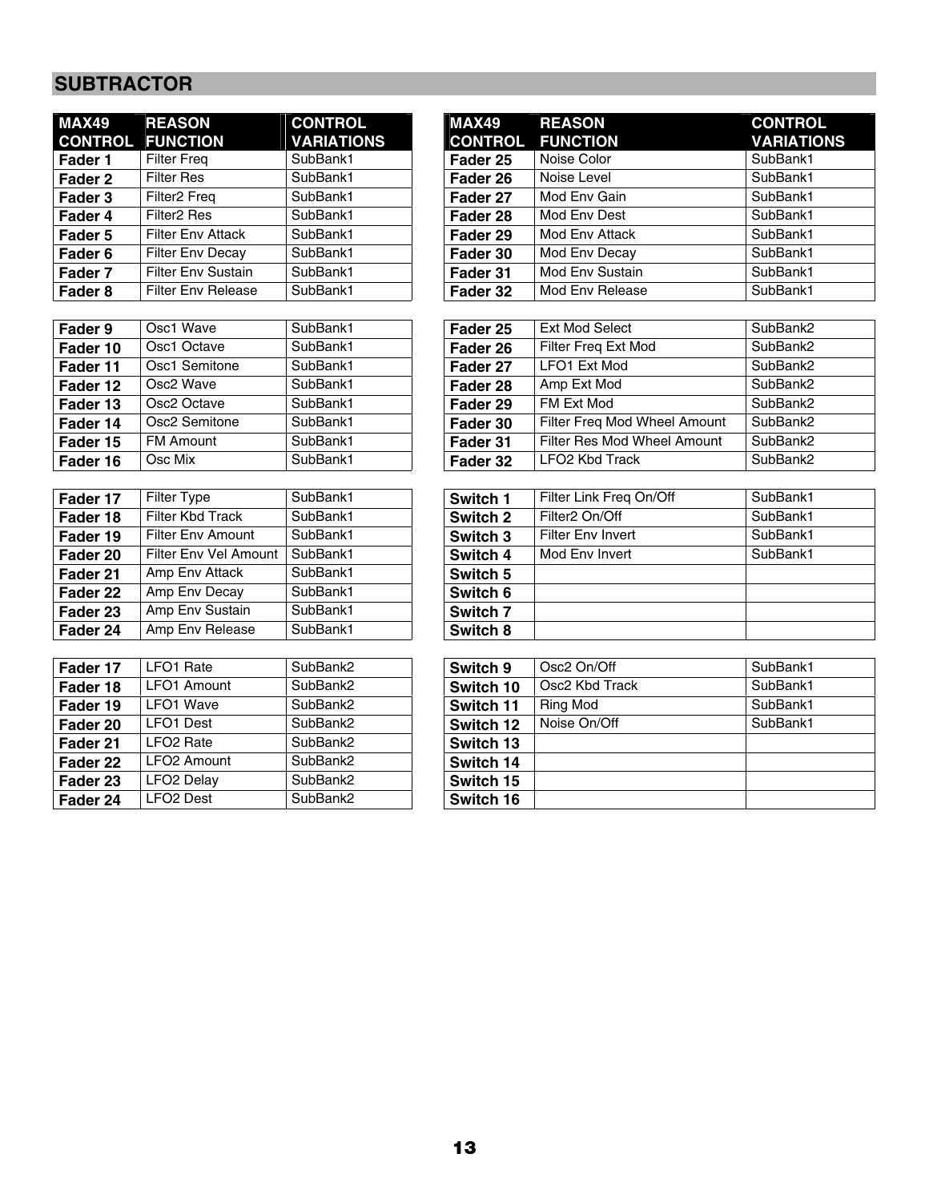## SUBTRACTOR

| MAX49 CONTROL | REASON FUNCTION | CONTROL VARIATIONS |
|---|---|---|
| **Fader 1** | Filter Freq | SubBank1 |
| **Fader 2** | Filter Res | SubBank1 |
| **Fader 3** | Filter2 Freq | SubBank1 |
| **Fader 4** | Filter2 Res | SubBank1 |
| **Fader 5** | Filter Env Attack | SubBank1 |
| **Fader 6** | Filter Env Decay | SubBank1 |
| **Fader 7** | Filter Env Sustain | SubBank1 |
| **Fader 8** | Filter Env Release | SubBank1 |
| **Fader 9** | Osc1 Wave | SubBank1 |
| **Fader 10** | Osc1 Octave | SubBank1 |
| **Fader 11** | Osc1 Semitone | SubBank1 |
| **Fader 12** | Osc2 Wave | SubBank1 |
| **Fader 13** | Osc2 Octave | SubBank1 |
| **Fader 14** | Osc2 Semitone | SubBank1 |
| **Fader 15** | FM Amount | SubBank1 |
| **Fader 16** | Osc Mix | SubBank1 |
| **Fader 17** | Filter Type | SubBank1 |
| **Fader 18** | Filter Kbd Track | SubBank1 |
| **Fader 19** | Filter Env Amount | SubBank1 |
| **Fader 20** | Filter Env Vel Amount | SubBank1 |
| **Fader 21** | Amp Env Attack | SubBank1 |
| **Fader 22** | Amp Env Decay | SubBank1 |
| **Fader 23** | Amp Env Sustain | SubBank1 |
| **Fader 24** | Amp Env Release | SubBank1 |
| **Fader 17** | LFO1 Rate | SubBank2 |
| **Fader 18** | LFO1 Amount | SubBank2 |
| **Fader 19** | LFO1 Wave | SubBank2 |
| **Fader 20** | LFO1 Dest | SubBank2 |
| **Fader 21** | LFO2 Rate | SubBank2 |
| **Fader 22** | LFO2 Amount | SubBank2 |
| **Fader 23** | LFO2 Delay | SubBank2 |
| **Fader 24** | LFO2 Dest | SubBank2 |

| MAX49 CONTROL | REASON FUNCTION | CONTROL VARIATIONS |
|---|---|---|
| **Fader 25** | Noise Color | SubBank1 |
| **Fader 26** | Noise Level | SubBank1 |
| **Fader 27** | Mod Env Gain | SubBank1 |
| **Fader 28** | Mod Env Dest | SubBank1 |
| **Fader 29** | Mod Env Attack | SubBank1 |
| **Fader 30** | Mod Env Decay | SubBank1 |
| **Fader 31** | Mod Env Sustain | SubBank1 |
| **Fader 32** | Mod Env Release | SubBank1 |
| **Fader 25** | Ext Mod Select | SubBank2 |
| **Fader 26** | Filter Freq Ext Mod | SubBank2 |
| **Fader 27** | LFO1 Ext Mod | SubBank2 |
| **Fader 28** | Amp Ext Mod | SubBank2 |
| **Fader 29** | FM Ext Mod | SubBank2 |
| **Fader 30** | Filter Freq Mod Wheel Amount | SubBank2 |
| **Fader 31** | Filter Res Mod Wheel Amount | SubBank2 |
| **Fader 32** | LFO2 Kbd Track | SubBank2 |
| **Switch 1** | Filter Link Freq On/Off | SubBank1 |
| **Switch 2** | Filter2 On/Off | SubBank1 |
| **Switch 3** | Filter Env Invert | SubBank1 |
| **Switch 4** | Mod Env Invert | SubBank1 |
| **Switch 5** | | |
| **Switch 6** | | |
| **Switch 7** | | |
| **Switch 8** | | |
| **Switch 9** | Osc2 On/Off | SubBank1 |
| **Switch 10** | Osc2 Kbd Track | SubBank1 |
| **Switch 11** | Ring Mod | SubBank1 |
| **Switch 12** | Noise On/Off | SubBank1 |
| **Switch 13** | | |
| **Switch 14** | | |
| **Switch 15** | | |
| **Switch 16** | | |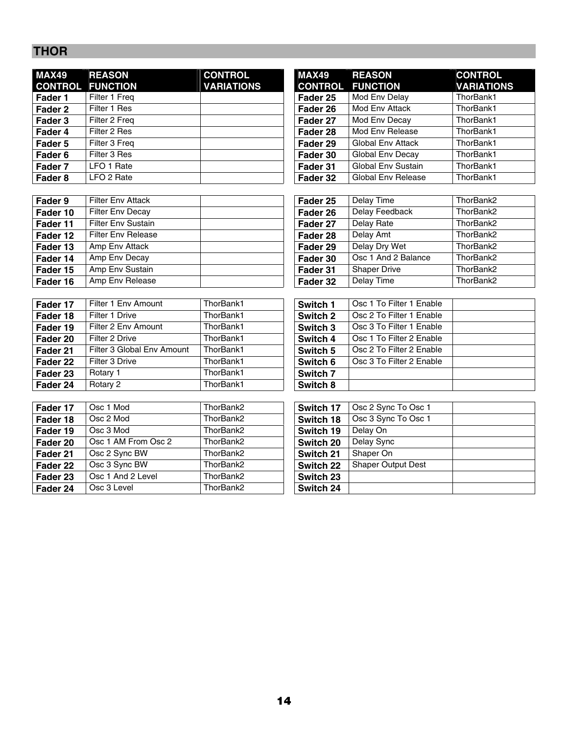## THOR

| MAX49 CONTROL | REASON FUNCTION | CONTROL VARIATIONS |
|---|---|---|
| **Fader 1** | Filter 1 Freq | |
| **Fader 2** | Filter 1 Res | |
| **Fader 3** | Filter 2 Freq | |
| **Fader 4** | Filter 2 Res | |
| **Fader 5** | Filter 3 Freq | |
| **Fader 6** | Filter 3 Res | |
| **Fader 7** | LFO 1 Rate | |
| **Fader 8** | LFO 2 Rate | |

| | | |
|---|---|---|
| **Fader 9** | Filter Env Attack | |
| **Fader 10** | Filter Env Decay | |
| **Fader 11** | Filter Env Sustain | |
| **Fader 12** | Filter Env Release | |
| **Fader 13** | Amp Env Attack | |
| **Fader 14** | Amp Env Decay | |
| **Fader 15** | Amp Env Sustain | |
| **Fader 16** | Amp Env Release | |

| | | |
|---|---|---|
| **Fader 17** | Filter 1 Env Amount | ThorBank1 |
| **Fader 18** | Filter 1 Drive | ThorBank1 |
| **Fader 19** | Filter 2 Env Amount | ThorBank1 |
| **Fader 20** | Filter 2 Drive | ThorBank1 |
| **Fader 21** | Filter 3 Global Env Amount | ThorBank1 |
| **Fader 22** | Filter 3 Drive | ThorBank1 |
| **Fader 23** | Rotary 1 | ThorBank1 |
| **Fader 24** | Rotary 2 | ThorBank1 |

| | | |
|---|---|---|
| **Fader 17** | Osc 1 Mod | ThorBank2 |
| **Fader 18** | Osc 2 Mod | ThorBank2 |
| **Fader 19** | Osc 3 Mod | ThorBank2 |
| **Fader 20** | Osc 1 AM From Osc 2 | ThorBank2 |
| **Fader 21** | Osc 2 Sync BW | ThorBank2 |
| **Fader 22** | Osc 3 Sync BW | ThorBank2 |
| **Fader 23** | Osc 1 And 2 Level | ThorBank2 |
| **Fader 24** | Osc 3 Level | ThorBank2 |

| MAX49 CONTROL | REASON FUNCTION | CONTROL VARIATIONS |
|---|---|---|
| **Fader 25** | Mod Env Delay | ThorBank1 |
| **Fader 26** | Mod Env Attack | ThorBank1 |
| **Fader 27** | Mod Env Decay | ThorBank1 |
| **Fader 28** | Mod Env Release | ThorBank1 |
| **Fader 29** | Global Env Attack | ThorBank1 |
| **Fader 30** | Global Env Decay | ThorBank1 |
| **Fader 31** | Global Env Sustain | ThorBank1 |
| **Fader 32** | Global Env Release | ThorBank1 |

| | | |
|---|---|---|
| **Fader 25** | Delay Time | ThorBank2 |
| **Fader 26** | Delay Feedback | ThorBank2 |
| **Fader 27** | Delay Rate | ThorBank2 |
| **Fader 28** | Delay Amt | ThorBank2 |
| **Fader 29** | Delay Dry Wet | ThorBank2 |
| **Fader 30** | Osc 1 And 2 Balance | ThorBank2 |
| **Fader 31** | Shaper Drive | ThorBank2 |
| **Fader 32** | Delay Time | ThorBank2 |

| | | |
|---|---|---|
| **Switch 1** | Osc 1 To Filter 1 Enable | |
| **Switch 2** | Osc 2 To Filter 1 Enable | |
| **Switch 3** | Osc 3 To Filter 1 Enable | |
| **Switch 4** | Osc 1 To Filter 2 Enable | |
| **Switch 5** | Osc 2 To Filter 2 Enable | |
| **Switch 6** | Osc 3 To Filter 2 Enable | |
| **Switch 7** | | |
| **Switch 8** | | |

| | | |
|---|---|---|
| **Switch 17** | Osc 2 Sync To Osc 1 | |
| **Switch 18** | Osc 3 Sync To Osc 1 | |
| **Switch 19** | Delay On | |
| **Switch 20** | Delay Sync | |
| **Switch 21** | Shaper On | |
| **Switch 22** | Shaper Output Dest | |
| **Switch 23** | | |
| **Switch 24** | | |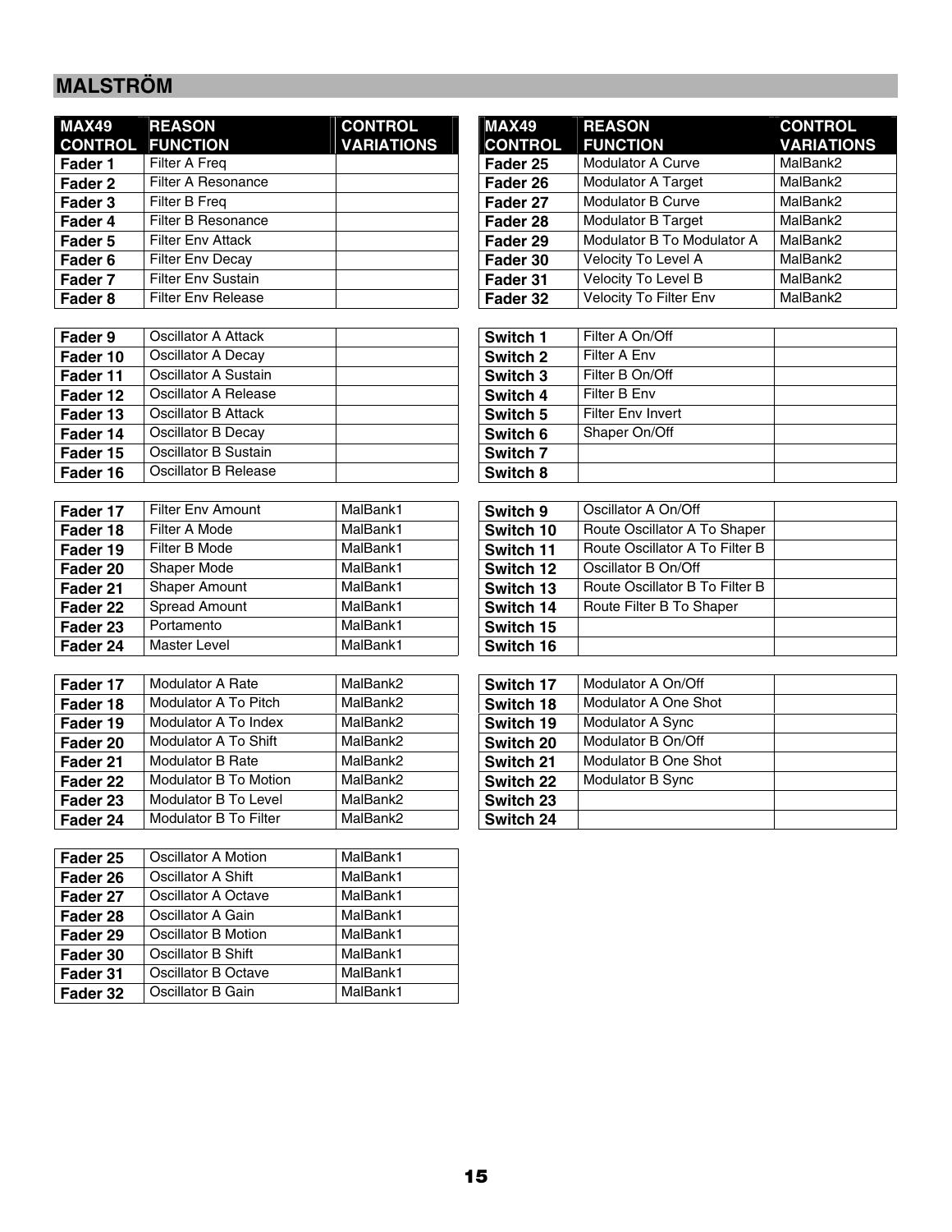## MALSTRÖM

| MAX49 CONTROL | REASON FUNCTION | CONTROL VARIATIONS |
|---|---|---|
| **Fader 1** | Filter A Freq | |
| **Fader 2** | Filter A Resonance | |
| **Fader 3** | Filter B Freq | |
| **Fader 4** | Filter B Resonance | |
| **Fader 5** | Filter Env Attack | |
| **Fader 6** | Filter Env Decay | |
| **Fader 7** | Filter Env Sustain | |
| **Fader 8** | Filter Env Release | |
| **Fader 9** | Oscillator A Attack | |
| **Fader 10** | Oscillator A Decay | |
| **Fader 11** | Oscillator A Sustain | |
| **Fader 12** | Oscillator A Release | |
| **Fader 13** | Oscillator B Attack | |
| **Fader 14** | Oscillator B Decay | |
| **Fader 15** | Oscillator B Sustain | |
| **Fader 16** | Oscillator B Release | |
| **Fader 17** | Filter Env Amount | MalBank1 |
| **Fader 18** | Filter A Mode | MalBank1 |
| **Fader 19** | Filter B Mode | MalBank1 |
| **Fader 20** | Shaper Mode | MalBank1 |
| **Fader 21** | Shaper Amount | MalBank1 |
| **Fader 22** | Spread Amount | MalBank1 |
| **Fader 23** | Portamento | MalBank1 |
| **Fader 24** | Master Level | MalBank1 |
| **Fader 17** | Modulator A Rate | MalBank2 |
| **Fader 18** | Modulator A To Pitch | MalBank2 |
| **Fader 19** | Modulator A To Index | MalBank2 |
| **Fader 20** | Modulator A To Shift | MalBank2 |
| **Fader 21** | Modulator B Rate | MalBank2 |
| **Fader 22** | Modulator B To Motion | MalBank2 |
| **Fader 23** | Modulator B To Level | MalBank2 |
| **Fader 24** | Modulator B To Filter | MalBank2 |
| **Fader 25** | Oscillator A Motion | MalBank1 |
| **Fader 26** | Oscillator A Shift | MalBank1 |
| **Fader 27** | Oscillator A Octave | MalBank1 |
| **Fader 28** | Oscillator A Gain | MalBank1 |
| **Fader 29** | Oscillator B Motion | MalBank1 |
| **Fader 30** | Oscillator B Shift | MalBank1 |
| **Fader 31** | Oscillator B Octave | MalBank1 |
| **Fader 32** | Oscillator B Gain | MalBank1 |

| MAX49 CONTROL | REASON FUNCTION | CONTROL VARIATIONS |
|---|---|---|
| **Fader 25** | Modulator A Curve | MalBank2 |
| **Fader 26** | Modulator A Target | MalBank2 |
| **Fader 27** | Modulator B Curve | MalBank2 |
| **Fader 28** | Modulator B Target | MalBank2 |
| **Fader 29** | Modulator B To Modulator A | MalBank2 |
| **Fader 30** | Velocity To Level A | MalBank2 |
| **Fader 31** | Velocity To Level B | MalBank2 |
| **Fader 32** | Velocity To Filter Env | MalBank2 |
| **Switch 1** | Filter A On/Off | |
| **Switch 2** | Filter A Env | |
| **Switch 3** | Filter B On/Off | |
| **Switch 4** | Filter B Env | |
| **Switch 5** | Filter Env Invert | |
| **Switch 6** | Shaper On/Off | |
| **Switch 7** | | |
| **Switch 8** | | |
| **Switch 9** | Oscillator A On/Off | |
| **Switch 10** | Route Oscillator A To Shaper | |
| **Switch 11** | Route Oscillator A To Filter B | |
| **Switch 12** | Oscillator B On/Off | |
| **Switch 13** | Route Oscillator B To Filter B | |
| **Switch 14** | Route Filter B To Shaper | |
| **Switch 15** | | |
| **Switch 16** | | |
| **Switch 17** | Modulator A On/Off | |
| **Switch 18** | Modulator A One Shot | |
| **Switch 19** | Modulator A Sync | |
| **Switch 20** | Modulator B On/Off | |
| **Switch 21** | Modulator B One Shot | |
| **Switch 22** | Modulator B Sync | |
| **Switch 23** | | |
| **Switch 24** | | |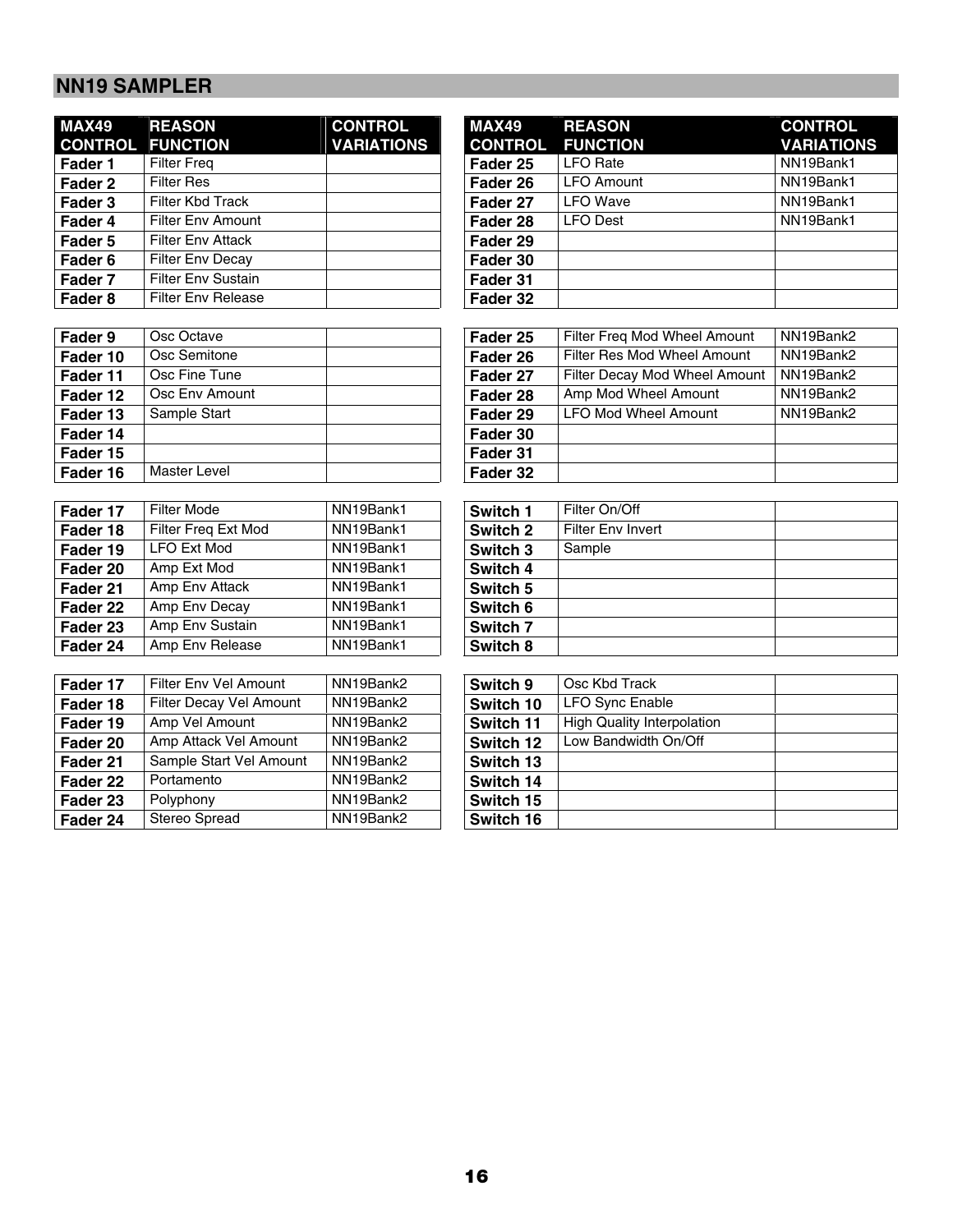## NN19 SAMPLER

| MAX49 CONTROL | REASON FUNCTION | CONTROL VARIATIONS |
|---|---|---|
| **Fader 1** | Filter Freq | |
| **Fader 2** | Filter Res | |
| **Fader 3** | Filter Kbd Track | |
| **Fader 4** | Filter Env Amount | |
| **Fader 5** | Filter Env Attack | |
| **Fader 6** | Filter Env Decay | |
| **Fader 7** | Filter Env Sustain | |
| **Fader 8** | Filter Env Release | |

| MAX49 CONTROL | REASON FUNCTION | CONTROL VARIATIONS |
|---|---|---|
| **Fader 9** | Osc Octave | |
| **Fader 10** | Osc Semitone | |
| **Fader 11** | Osc Fine Tune | |
| **Fader 12** | Osc Env Amount | |
| **Fader 13** | Sample Start | |
| **Fader 14** | | |
| **Fader 15** | | |
| **Fader 16** | Master Level | |

| MAX49 CONTROL | REASON FUNCTION | CONTROL VARIATIONS |
|---|---|---|
| **Fader 17** | Filter Mode | NN19Bank1 |
| **Fader 18** | Filter Freq Ext Mod | NN19Bank1 |
| **Fader 19** | LFO Ext Mod | NN19Bank1 |
| **Fader 20** | Amp Ext Mod | NN19Bank1 |
| **Fader 21** | Amp Env Attack | NN19Bank1 |
| **Fader 22** | Amp Env Decay | NN19Bank1 |
| **Fader 23** | Amp Env Sustain | NN19Bank1 |
| **Fader 24** | Amp Env Release | NN19Bank1 |

| MAX49 CONTROL | REASON FUNCTION | CONTROL VARIATIONS |
|---|---|---|
| **Fader 17** | Filter Env Vel Amount | NN19Bank2 |
| **Fader 18** | Filter Decay Vel Amount | NN19Bank2 |
| **Fader 19** | Amp Vel Amount | NN19Bank2 |
| **Fader 20** | Amp Attack Vel Amount | NN19Bank2 |
| **Fader 21** | Sample Start Vel Amount | NN19Bank2 |
| **Fader 22** | Portamento | NN19Bank2 |
| **Fader 23** | Polyphony | NN19Bank2 |
| **Fader 24** | Stereo Spread | NN19Bank2 |

| MAX49 CONTROL | REASON FUNCTION | CONTROL VARIATIONS |
|---|---|---|
| **Fader 25** | LFO Rate | NN19Bank1 |
| **Fader 26** | LFO Amount | NN19Bank1 |
| **Fader 27** | LFO Wave | NN19Bank1 |
| **Fader 28** | LFO Dest | NN19Bank1 |
| **Fader 29** | | |
| **Fader 30** | | |
| **Fader 31** | | |
| **Fader 32** | | |

| MAX49 CONTROL | REASON FUNCTION | CONTROL VARIATIONS |
|---|---|---|
| **Fader 25** | Filter Freq Mod Wheel Amount | NN19Bank2 |
| **Fader 26** | Filter Res Mod Wheel Amount | NN19Bank2 |
| **Fader 27** | Filter Decay Mod Wheel Amount | NN19Bank2 |
| **Fader 28** | Amp Mod Wheel Amount | NN19Bank2 |
| **Fader 29** | LFO Mod Wheel Amount | NN19Bank2 |
| **Fader 30** | | |
| **Fader 31** | | |
| **Fader 32** | | |

| MAX49 CONTROL | REASON FUNCTION | CONTROL VARIATIONS |
|---|---|---|
| **Switch 1** | Filter On/Off | |
| **Switch 2** | Filter Env Invert | |
| **Switch 3** | Sample | |
| **Switch 4** | | |
| **Switch 5** | | |
| **Switch 6** | | |
| **Switch 7** | | |
| **Switch 8** | | |

| MAX49 CONTROL | REASON FUNCTION | CONTROL VARIATIONS |
|---|---|---|
| **Switch 9** | Osc Kbd Track | |
| **Switch 10** | LFO Sync Enable | |
| **Switch 11** | High Quality Interpolation | |
| **Switch 12** | Low Bandwidth On/Off | |
| **Switch 13** | | |
| **Switch 14** | | |
| **Switch 15** | | |
| **Switch 16** | | |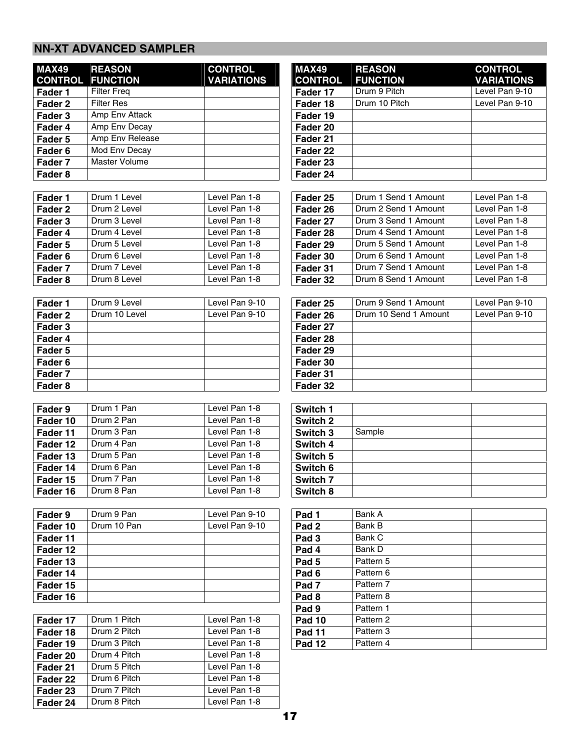## NN-XT ADVANCED SAMPLER

| MAX49 CONTROL | REASON FUNCTION | CONTROL VARIATIONS |
|---|---|---|
| Fader 1 | Filter Freq | |
| Fader 2 | Filter Res | |
| Fader 3 | Amp Env Attack | |
| Fader 4 | Amp Env Decay | |
| Fader 5 | Amp Env Release | |
| Fader 6 | Mod Env Decay | |
| Fader 7 | Master Volume | |
| Fader 8 | | |

| MAX49 CONTROL | REASON FUNCTION | CONTROL VARIATIONS |
|---|---|---|
| Fader 1 | Drum 1 Level | Level Pan 1-8 |
| Fader 2 | Drum 2 Level | Level Pan 1-8 |
| Fader 3 | Drum 3 Level | Level Pan 1-8 |
| Fader 4 | Drum 4 Level | Level Pan 1-8 |
| Fader 5 | Drum 5 Level | Level Pan 1-8 |
| Fader 6 | Drum 6 Level | Level Pan 1-8 |
| Fader 7 | Drum 7 Level | Level Pan 1-8 |
| Fader 8 | Drum 8 Level | Level Pan 1-8 |

| MAX49 CONTROL | REASON FUNCTION | CONTROL VARIATIONS |
|---|---|---|
| Fader 1 | Drum 9 Level | Level Pan 9-10 |
| Fader 2 | Drum 10 Level | Level Pan 9-10 |
| Fader 3 | | |
| Fader 4 | | |
| Fader 5 | | |
| Fader 6 | | |
| Fader 7 | | |
| Fader 8 | | |

| MAX49 CONTROL | REASON FUNCTION | CONTROL VARIATIONS |
|---|---|---|
| Fader 9 | Drum 1 Pan | Level Pan 1-8 |
| Fader 10 | Drum 2 Pan | Level Pan 1-8 |
| Fader 11 | Drum 3 Pan | Level Pan 1-8 |
| Fader 12 | Drum 4 Pan | Level Pan 1-8 |
| Fader 13 | Drum 5 Pan | Level Pan 1-8 |
| Fader 14 | Drum 6 Pan | Level Pan 1-8 |
| Fader 15 | Drum 7 Pan | Level Pan 1-8 |
| Fader 16 | Drum 8 Pan | Level Pan 1-8 |

| MAX49 CONTROL | REASON FUNCTION | CONTROL VARIATIONS |
|---|---|---|
| Fader 9 | Drum 9 Pan | Level Pan 9-10 |
| Fader 10 | Drum 10 Pan | Level Pan 9-10 |
| Fader 11 | | |
| Fader 12 | | |
| Fader 13 | | |
| Fader 14 | | |
| Fader 15 | | |
| Fader 16 | | |

| MAX49 CONTROL | REASON FUNCTION | CONTROL VARIATIONS |
|---|---|---|
| Fader 17 | Drum 1 Pitch | Level Pan 1-8 |
| Fader 18 | Drum 2 Pitch | Level Pan 1-8 |
| Fader 19 | Drum 3 Pitch | Level Pan 1-8 |
| Fader 20 | Drum 4 Pitch | Level Pan 1-8 |
| Fader 21 | Drum 5 Pitch | Level Pan 1-8 |
| Fader 22 | Drum 6 Pitch | Level Pan 1-8 |
| Fader 23 | Drum 7 Pitch | Level Pan 1-8 |
| Fader 24 | Drum 8 Pitch | Level Pan 1-8 |

| MAX49 CONTROL | REASON FUNCTION | CONTROL VARIATIONS |
|---|---|---|
| Fader 17 | Drum 9 Pitch | Level Pan 9-10 |
| Fader 18 | Drum 10 Pitch | Level Pan 9-10 |
| Fader 19 | | |
| Fader 20 | | |
| Fader 21 | | |
| Fader 22 | | |
| Fader 23 | | |
| Fader 24 | | |

| MAX49 CONTROL | REASON FUNCTION | CONTROL VARIATIONS |
|---|---|---|
| Fader 25 | Drum 1 Send 1 Amount | Level Pan 1-8 |
| Fader 26 | Drum 2 Send 1 Amount | Level Pan 1-8 |
| Fader 27 | Drum 3 Send 1 Amount | Level Pan 1-8 |
| Fader 28 | Drum 4 Send 1 Amount | Level Pan 1-8 |
| Fader 29 | Drum 5 Send 1 Amount | Level Pan 1-8 |
| Fader 30 | Drum 6 Send 1 Amount | Level Pan 1-8 |
| Fader 31 | Drum 7 Send 1 Amount | Level Pan 1-8 |
| Fader 32 | Drum 8 Send 1 Amount | Level Pan 1-8 |

| MAX49 CONTROL | REASON FUNCTION | CONTROL VARIATIONS |
|---|---|---|
| Fader 25 | Drum 9 Send 1 Amount | Level Pan 9-10 |
| Fader 26 | Drum 10 Send 1 Amount | Level Pan 9-10 |
| Fader 27 | | |
| Fader 28 | | |
| Fader 29 | | |
| Fader 30 | | |
| Fader 31 | | |
| Fader 32 | | |

| MAX49 CONTROL | REASON FUNCTION | CONTROL VARIATIONS |
|---|---|---|
| Switch 1 | | |
| Switch 2 | | |
| Switch 3 | Sample | |
| Switch 4 | | |
| Switch 5 | | |
| Switch 6 | | |
| Switch 7 | | |
| Switch 8 | | |

| MAX49 CONTROL | REASON FUNCTION | CONTROL VARIATIONS |
|---|---|---|
| Pad 1 | Bank A | |
| Pad 2 | Bank B | |
| Pad 3 | Bank C | |
| Pad 4 | Bank D | |
| Pad 5 | Pattern 5 | |
| Pad 6 | Pattern 6 | |
| Pad 7 | Pattern 7 | |
| Pad 8 | Pattern 8 | |
| Pad 9 | Pattern 1 | |
| Pad 10 | Pattern 2 | |
| Pad 11 | Pattern 3 | |
| Pad 12 | Pattern 4 | |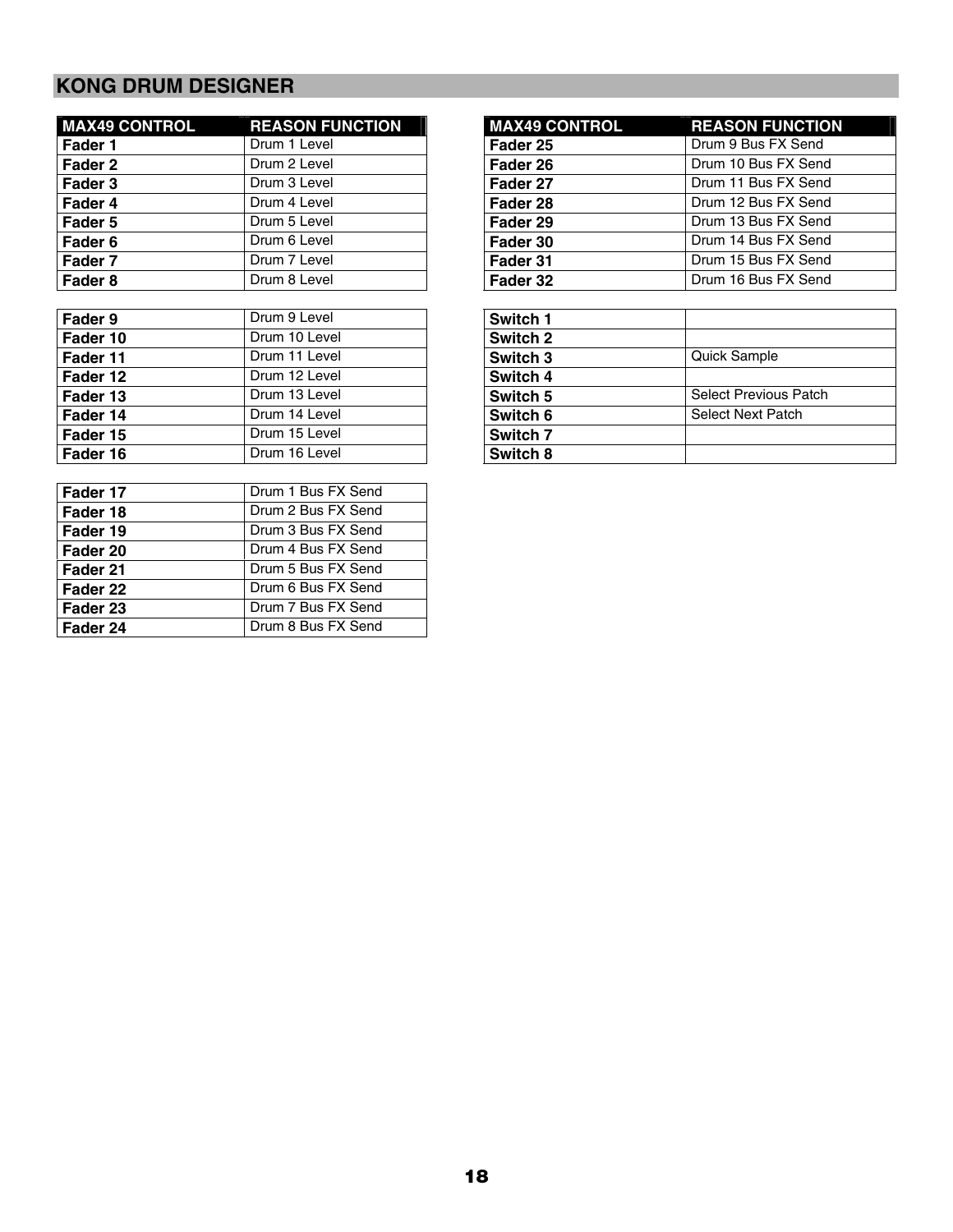## KONG DRUM DESIGNER

| MAX49 CONTROL | REASON FUNCTION |
|---|---|
| **Fader 1** | Drum 1 Level |
| **Fader 2** | Drum 2 Level |
| **Fader 3** | Drum 3 Level |
| **Fader 4** | Drum 4 Level |
| **Fader 5** | Drum 5 Level |
| **Fader 6** | Drum 6 Level |
| **Fader 7** | Drum 7 Level |
| **Fader 8** | Drum 8 Level |
| **Fader 9** | Drum 9 Level |
| **Fader 10** | Drum 10 Level |
| **Fader 11** | Drum 11 Level |
| **Fader 12** | Drum 12 Level |
| **Fader 13** | Drum 13 Level |
| **Fader 14** | Drum 14 Level |
| **Fader 15** | Drum 15 Level |
| **Fader 16** | Drum 16 Level |
| **Fader 17** | Drum 1 Bus FX Send |
| **Fader 18** | Drum 2 Bus FX Send |
| **Fader 19** | Drum 3 Bus FX Send |
| **Fader 20** | Drum 4 Bus FX Send |
| **Fader 21** | Drum 5 Bus FX Send |
| **Fader 22** | Drum 6 Bus FX Send |
| **Fader 23** | Drum 7 Bus FX Send |
| **Fader 24** | Drum 8 Bus FX Send |

| MAX49 CONTROL | REASON FUNCTION |
|---|---|
| **Fader 25** | Drum 9 Bus FX Send |
| **Fader 26** | Drum 10 Bus FX Send |
| **Fader 27** | Drum 11 Bus FX Send |
| **Fader 28** | Drum 12 Bus FX Send |
| **Fader 29** | Drum 13 Bus FX Send |
| **Fader 30** | Drum 14 Bus FX Send |
| **Fader 31** | Drum 15 Bus FX Send |
| **Fader 32** | Drum 16 Bus FX Send |
| **Switch 1** | |
| **Switch 2** | |
| **Switch 3** | Quick Sample |
| **Switch 4** | |
| **Switch 5** | Select Previous Patch |
| **Switch 6** | Select Next Patch |
| **Switch 7** | |
| **Switch 8** | |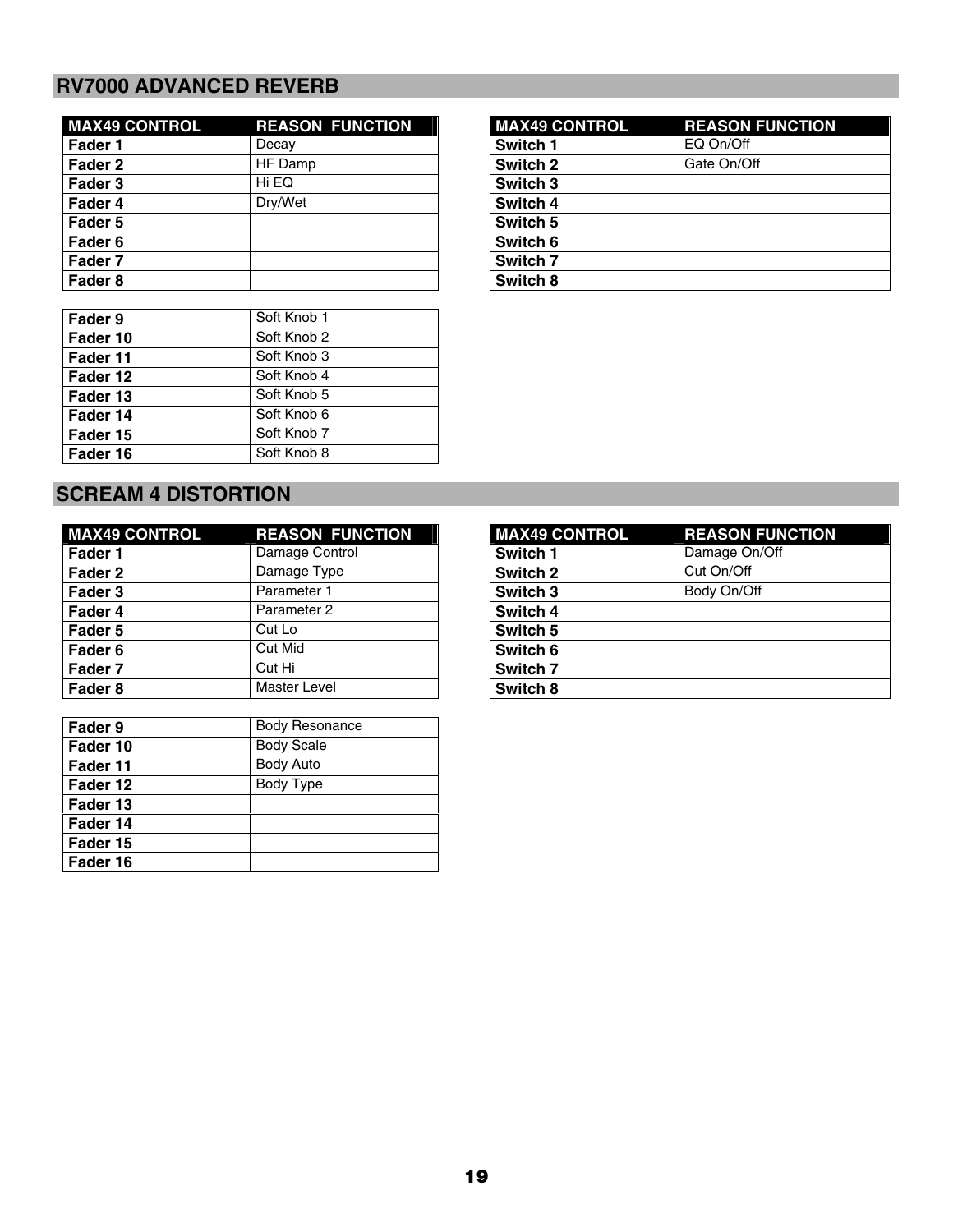## RV7000 ADVANCED REVERB

| MAX49 CONTROL | REASON FUNCTION |
| --- | --- |
| Fader 1 | Decay |
| Fader 2 | HF Damp |
| Fader 3 | Hi EQ |
| Fader 4 | Dry/Wet |
| Fader 5 | |
| Fader 6 | |
| Fader 7 | |
| Fader 8 | |
| Fader 9 | Soft Knob 1 |
| Fader 10 | Soft Knob 2 |
| Fader 11 | Soft Knob 3 |
| Fader 12 | Soft Knob 4 |
| Fader 13 | Soft Knob 5 |
| Fader 14 | Soft Knob 6 |
| Fader 15 | Soft Knob 7 |
| Fader 16 | Soft Knob 8 |

| MAX49 CONTROL | REASON FUNCTION |
| --- | --- |
| Switch 1 | EQ On/Off |
| Switch 2 | Gate On/Off |
| Switch 3 | |
| Switch 4 | |
| Switch 5 | |
| Switch 6 | |
| Switch 7 | |
| Switch 8 | |

## SCREAM 4 DISTORTION

| MAX49 CONTROL | REASON FUNCTION |
| --- | --- |
| Fader 1 | Damage Control |
| Fader 2 | Damage Type |
| Fader 3 | Parameter 1 |
| Fader 4 | Parameter 2 |
| Fader 5 | Cut Lo |
| Fader 6 | Cut Mid |
| Fader 7 | Cut Hi |
| Fader 8 | Master Level |
| Fader 9 | Body Resonance |
| Fader 10 | Body Scale |
| Fader 11 | Body Auto |
| Fader 12 | Body Type |
| Fader 13 | |
| Fader 14 | |
| Fader 15 | |
| Fader 16 | |

| MAX49 CONTROL | REASON FUNCTION |
| --- | --- |
| Switch 1 | Damage On/Off |
| Switch 2 | Cut On/Off |
| Switch 3 | Body On/Off |
| Switch 4 | |
| Switch 5 | |
| Switch 6 | |
| Switch 7 | |
| Switch 8 | |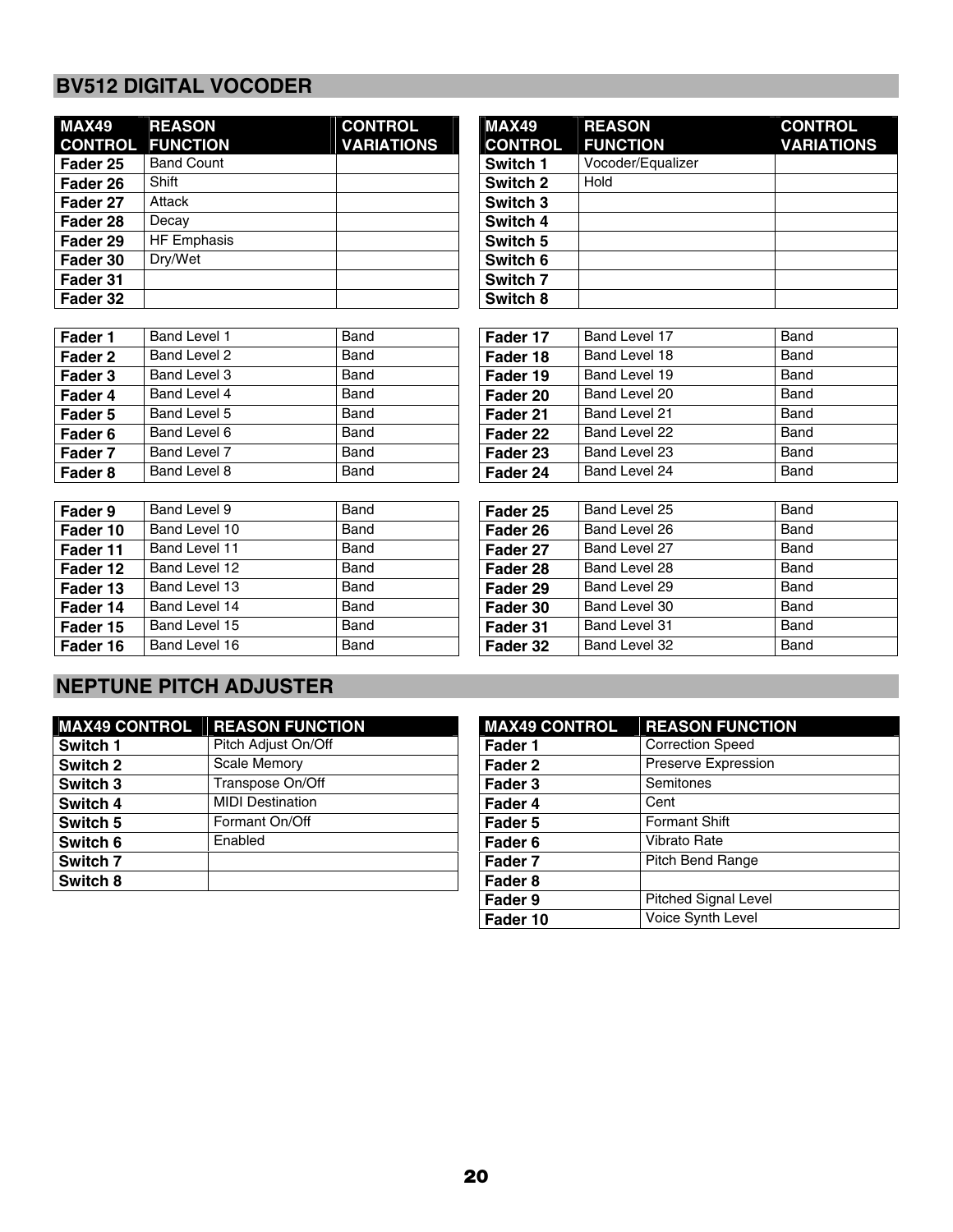## BV512 DIGITAL VOCODER

| MAX49 CONTROL | REASON FUNCTION | CONTROL VARIATIONS |
|---|---|---|
| Fader 25 | Band Count | |
| Fader 26 | Shift | |
| Fader 27 | Attack | |
| Fader 28 | Decay | |
| Fader 29 | HF Emphasis | |
| Fader 30 | Dry/Wet | |
| Fader 31 | | |
| Fader 32 | | |

| MAX49 CONTROL | REASON FUNCTION | CONTROL VARIATIONS |
|---|---|---|
| Switch 1 | Vocoder/Equalizer | |
| Switch 2 | Hold | |
| Switch 3 | | |
| Switch 4 | | |
| Switch 5 | | |
| Switch 6 | | |
| Switch 7 | | |
| Switch 8 | | |

| MAX49 CONTROL | REASON FUNCTION | CONTROL VARIATIONS |
|---|---|---|
| Fader 1 | Band Level 1 | Band |
| Fader 2 | Band Level 2 | Band |
| Fader 3 | Band Level 3 | Band |
| Fader 4 | Band Level 4 | Band |
| Fader 5 | Band Level 5 | Band |
| Fader 6 | Band Level 6 | Band |
| Fader 7 | Band Level 7 | Band |
| Fader 8 | Band Level 8 | Band |
| Fader 9 | Band Level 9 | Band |
| Fader 10 | Band Level 10 | Band |
| Fader 11 | Band Level 11 | Band |
| Fader 12 | Band Level 12 | Band |
| Fader 13 | Band Level 13 | Band |
| Fader 14 | Band Level 14 | Band |
| Fader 15 | Band Level 15 | Band |
| Fader 16 | Band Level 16 | Band |

| MAX49 CONTROL | REASON FUNCTION | CONTROL VARIATIONS |
|---|---|---|
| Fader 17 | Band Level 17 | Band |
| Fader 18 | Band Level 18 | Band |
| Fader 19 | Band Level 19 | Band |
| Fader 20 | Band Level 20 | Band |
| Fader 21 | Band Level 21 | Band |
| Fader 22 | Band Level 22 | Band |
| Fader 23 | Band Level 23 | Band |
| Fader 24 | Band Level 24 | Band |
| Fader 25 | Band Level 25 | Band |
| Fader 26 | Band Level 26 | Band |
| Fader 27 | Band Level 27 | Band |
| Fader 28 | Band Level 28 | Band |
| Fader 29 | Band Level 29 | Band |
| Fader 30 | Band Level 30 | Band |
| Fader 31 | Band Level 31 | Band |
| Fader 32 | Band Level 32 | Band |

## NEPTUNE PITCH ADJUSTER

| MAX49 CONTROL | REASON FUNCTION |
|---|---|
| Switch 1 | Pitch Adjust On/Off |
| Switch 2 | Scale Memory |
| Switch 3 | Transpose On/Off |
| Switch 4 | MIDI Destination |
| Switch 5 | Formant On/Off |
| Switch 6 | Enabled |
| Switch 7 | |
| Switch 8 | |

| MAX49 CONTROL | REASON FUNCTION |
|---|---|
| Fader 1 | Correction Speed |
| Fader 2 | Preserve Expression |
| Fader 3 | Semitones |
| Fader 4 | Cent |
| Fader 5 | Formant Shift |
| Fader 6 | Vibrato Rate |
| Fader 7 | Pitch Bend Range |
| Fader 8 | |
| Fader 9 | Pitched Signal Level |
| Fader 10 | Voice Synth Level |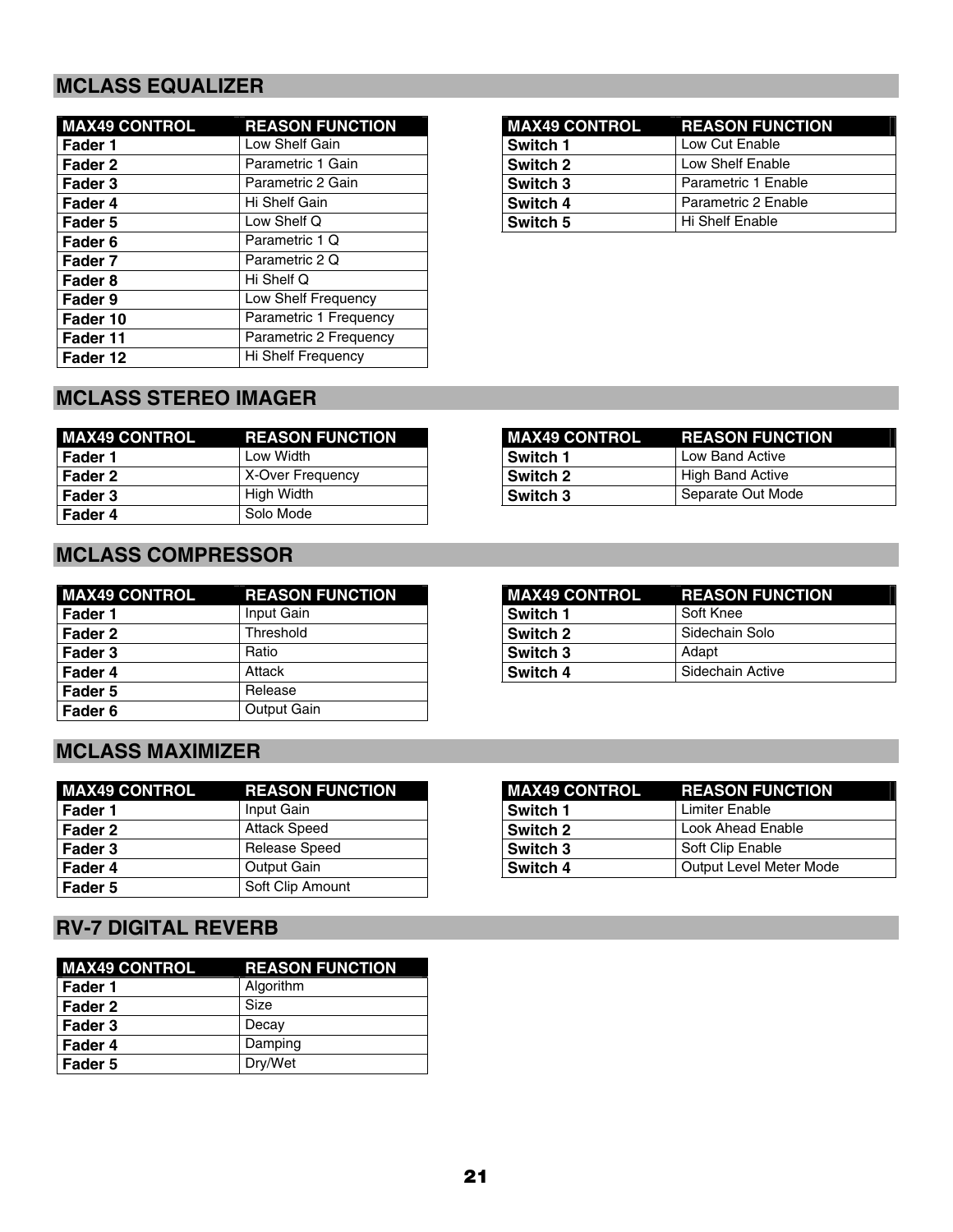## MCLASS EQUALIZER

| MAX49 CONTROL | REASON FUNCTION |
|---|---|
| **Fader 1** | Low Shelf Gain |
| **Fader 2** | Parametric 1 Gain |
| **Fader 3** | Parametric 2 Gain |
| **Fader 4** | Hi Shelf Gain |
| **Fader 5** | Low Shelf Q |
| **Fader 6** | Parametric 1 Q |
| **Fader 7** | Parametric 2 Q |
| **Fader 8** | Hi Shelf Q |
| **Fader 9** | Low Shelf Frequency |
| **Fader 10** | Parametric 1 Frequency |
| **Fader 11** | Parametric 2 Frequency |
| **Fader 12** | Hi Shelf Frequency |

| MAX49 CONTROL | REASON FUNCTION |
|---|---|
| **Switch 1** | Low Cut Enable |
| **Switch 2** | Low Shelf Enable |
| **Switch 3** | Parametric 1 Enable |
| **Switch 4** | Parametric 2 Enable |
| **Switch 5** | Hi Shelf Enable |

## MCLASS STEREO IMAGER

| MAX49 CONTROL | REASON FUNCTION |
|---|---|
| **Fader 1** | Low Width |
| **Fader 2** | X-Over Frequency |
| **Fader 3** | High Width |
| **Fader 4** | Solo Mode |

| MAX49 CONTROL | REASON FUNCTION |
|---|---|
| **Switch 1** | Low Band Active |
| **Switch 2** | High Band Active |
| **Switch 3** | Separate Out Mode |

## MCLASS COMPRESSOR

| MAX49 CONTROL | REASON FUNCTION |
|---|---|
| **Fader 1** | Input Gain |
| **Fader 2** | Threshold |
| **Fader 3** | Ratio |
| **Fader 4** | Attack |
| **Fader 5** | Release |
| **Fader 6** | Output Gain |

| MAX49 CONTROL | REASON FUNCTION |
|---|---|
| **Switch 1** | Soft Knee |
| **Switch 2** | Sidechain Solo |
| **Switch 3** | Adapt |
| **Switch 4** | Sidechain Active |

## MCLASS MAXIMIZER

| MAX49 CONTROL | REASON FUNCTION |
|---|---|
| **Fader 1** | Input Gain |
| **Fader 2** | Attack Speed |
| **Fader 3** | Release Speed |
| **Fader 4** | Output Gain |
| **Fader 5** | Soft Clip Amount |

| MAX49 CONTROL | REASON FUNCTION |
|---|---|
| **Switch 1** | Limiter Enable |
| **Switch 2** | Look Ahead Enable |
| **Switch 3** | Soft Clip Enable |
| **Switch 4** | Output Level Meter Mode |

## RV-7 DIGITAL REVERB

| MAX49 CONTROL | REASON FUNCTION |
|---|---|
| **Fader 1** | Algorithm |
| **Fader 2** | Size |
| **Fader 3** | Decay |
| **Fader 4** | Damping |
| **Fader 5** | Dry/Wet |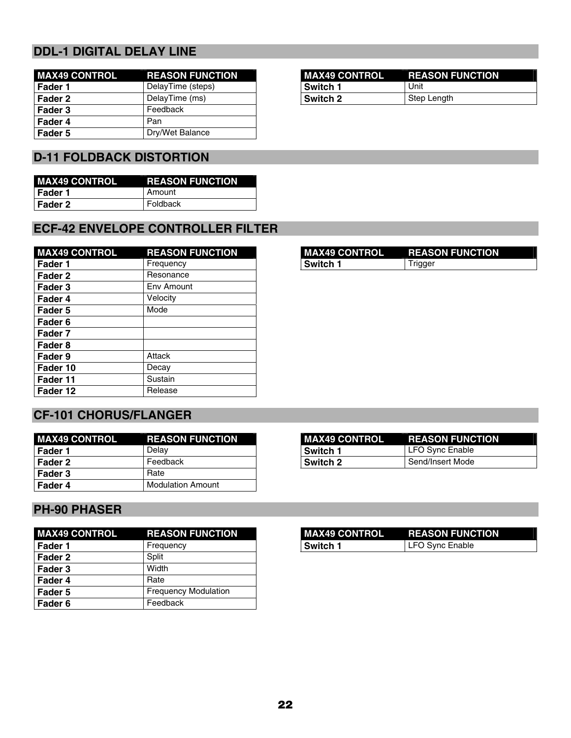## DDL-1 DIGITAL DELAY LINE

| MAX49 CONTROL | REASON FUNCTION |
|---|---|
| **Fader 1** | DelayTime (steps) |
| **Fader 2** | DelayTime (ms) |
| **Fader 3** | Feedback |
| **Fader 4** | Pan |
| **Fader 5** | Dry/Wet Balance |

| MAX49 CONTROL | REASON FUNCTION |
|---|---|
| **Switch 1** | Unit |
| **Switch 2** | Step Length |

## D-11 FOLDBACK DISTORTION

| MAX49 CONTROL | REASON FUNCTION |
|---|---|
| **Fader 1** | Amount |
| **Fader 2** | Foldback |

## ECF-42 ENVELOPE CONTROLLER FILTER

| MAX49 CONTROL | REASON FUNCTION |
|---|---|
| **Fader 1** | Frequency |
| **Fader 2** | Resonance |
| **Fader 3** | Env Amount |
| **Fader 4** | Velocity |
| **Fader 5** | Mode |
| **Fader 6** | |
| **Fader 7** | |
| **Fader 8** | |
| **Fader 9** | Attack |
| **Fader 10** | Decay |
| **Fader 11** | Sustain |
| **Fader 12** | Release |

| MAX49 CONTROL | REASON FUNCTION |
|---|---|
| **Switch 1** | Trigger |

## CF-101 CHORUS/FLANGER

| MAX49 CONTROL | REASON FUNCTION |
|---|---|
| **Fader 1** | Delay |
| **Fader 2** | Feedback |
| **Fader 3** | Rate |
| **Fader 4** | Modulation Amount |

| MAX49 CONTROL | REASON FUNCTION |
|---|---|
| **Switch 1** | LFO Sync Enable |
| **Switch 2** | Send/Insert Mode |

## PH-90 PHASER

| MAX49 CONTROL | REASON FUNCTION |
|---|---|
| **Fader 1** | Frequency |
| **Fader 2** | Split |
| **Fader 3** | Width |
| **Fader 4** | Rate |
| **Fader 5** | Frequency Modulation |
| **Fader 6** | Feedback |

| MAX49 CONTROL | REASON FUNCTION |
|---|---|
| **Switch 1** | LFO Sync Enable |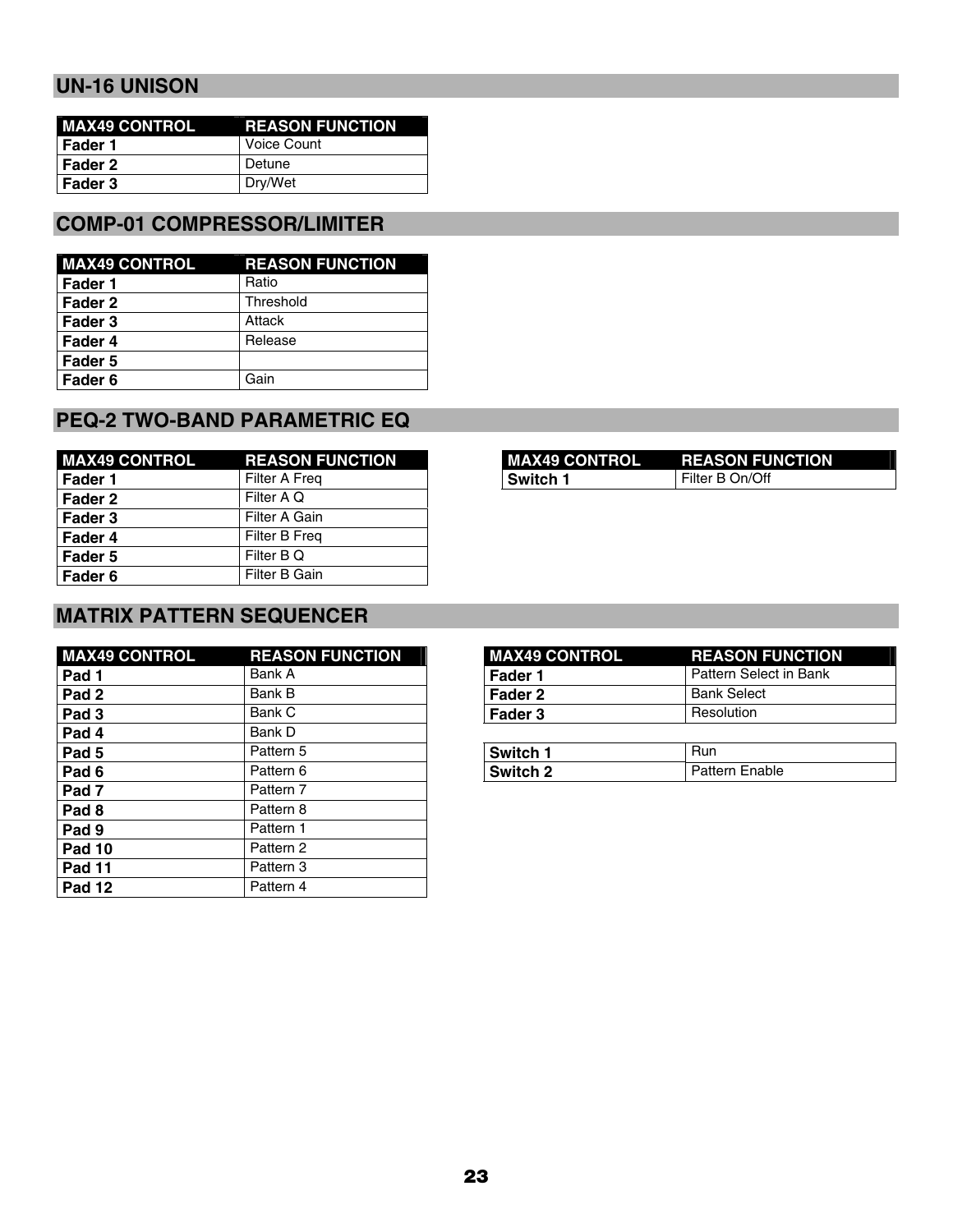## UN-16 UNISON

| MAX49 CONTROL | REASON FUNCTION |
|---|---|
| **Fader 1** | Voice Count |
| **Fader 2** | Detune |
| **Fader 3** | Dry/Wet |

## COMP-01 COMPRESSOR/LIMITER

| MAX49 CONTROL | REASON FUNCTION |
|---|---|
| **Fader 1** | Ratio |
| **Fader 2** | Threshold |
| **Fader 3** | Attack |
| **Fader 4** | Release |
| **Fader 5** | |
| **Fader 6** | Gain |

## PEQ-2 TWO-BAND PARAMETRIC EQ

| MAX49 CONTROL | REASON FUNCTION |
|---|---|
| **Fader 1** | Filter A Freq |
| **Fader 2** | Filter A Q |
| **Fader 3** | Filter A Gain |
| **Fader 4** | Filter B Freq |
| **Fader 5** | Filter B Q |
| **Fader 6** | Filter B Gain |

| MAX49 CONTROL | REASON FUNCTION |
|---|---|
| **Switch 1** | Filter B On/Off |

## MATRIX PATTERN SEQUENCER

| MAX49 CONTROL | REASON FUNCTION |
|---|---|
| **Pad 1** | Bank A |
| **Pad 2** | Bank B |
| **Pad 3** | Bank C |
| **Pad 4** | Bank D |
| **Pad 5** | Pattern 5 |
| **Pad 6** | Pattern 6 |
| **Pad 7** | Pattern 7 |
| **Pad 8** | Pattern 8 |
| **Pad 9** | Pattern 1 |
| **Pad 10** | Pattern 2 |
| **Pad 11** | Pattern 3 |
| **Pad 12** | Pattern 4 |

| MAX49 CONTROL | REASON FUNCTION |
|---|---|
| **Fader 1** | Pattern Select in Bank |
| **Fader 2** | Bank Select |
| **Fader 3** | Resolution |

| MAX49 CONTROL | REASON FUNCTION |
|---|---|
| **Switch 1** | Run |
| **Switch 2** | Pattern Enable |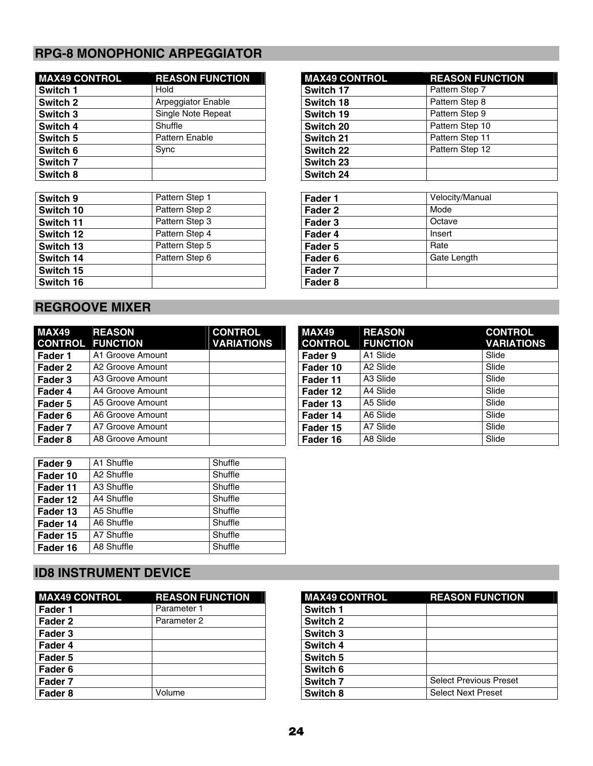## RPG-8 MONOPHONIC ARPEGGIATOR

| MAX49 CONTROL | REASON FUNCTION |
|---|---|
| Switch 1 | Hold |
| Switch 2 | Arpeggiator Enable |
| Switch 3 | Single Note Repeat |
| Switch 4 | Shuffle |
| Switch 5 | Pattern Enable |
| Switch 6 | Sync |
| Switch 7 | |
| Switch 8 | |
| Switch 9 | Pattern Step 1 |
| Switch 10 | Pattern Step 2 |
| Switch 11 | Pattern Step 3 |
| Switch 12 | Pattern Step 4 |
| Switch 13 | Pattern Step 5 |
| Switch 14 | Pattern Step 6 |
| Switch 15 | |
| Switch 16 | |

| MAX49 CONTROL | REASON FUNCTION |
|---|---|
| Switch 17 | Pattern Step 7 |
| Switch 18 | Pattern Step 8 |
| Switch 19 | Pattern Step 9 |
| Switch 20 | Pattern Step 10 |
| Switch 21 | Pattern Step 11 |
| Switch 22 | Pattern Step 12 |
| Switch 23 | |
| Switch 24 | |
| Fader 1 | Velocity/Manual |
| Fader 2 | Mode |
| Fader 3 | Octave |
| Fader 4 | Insert |
| Fader 5 | Rate |
| Fader 6 | Gate Length |
| Fader 7 | |
| Fader 8 | |

## REGROOVE MIXER

| MAX49 CONTROL | REASON FUNCTION | CONTROL VARIATIONS |
|---|---|---|
| Fader 1 | A1 Groove Amount | |
| Fader 2 | A2 Groove Amount | |
| Fader 3 | A3 Groove Amount | |
| Fader 4 | A4 Groove Amount | |
| Fader 5 | A5 Groove Amount | |
| Fader 6 | A6 Groove Amount | |
| Fader 7 | A7 Groove Amount | |
| Fader 8 | A8 Groove Amount | |
| Fader 9 | A1 Shuffle | Shuffle |
| Fader 10 | A2 Shuffle | Shuffle |
| Fader 11 | A3 Shuffle | Shuffle |
| Fader 12 | A4 Shuffle | Shuffle |
| Fader 13 | A5 Shuffle | Shuffle |
| Fader 14 | A6 Shuffle | Shuffle |
| Fader 15 | A7 Shuffle | Shuffle |
| Fader 16 | A8 Shuffle | Shuffle |

| MAX49 CONTROL | REASON FUNCTION | CONTROL VARIATIONS |
|---|---|---|
| Fader 9 | A1 Slide | Slide |
| Fader 10 | A2 Slide | Slide |
| Fader 11 | A3 Slide | Slide |
| Fader 12 | A4 Slide | Slide |
| Fader 13 | A5 Slide | Slide |
| Fader 14 | A6 Slide | Slide |
| Fader 15 | A7 Slide | Slide |
| Fader 16 | A8 Slide | Slide |

## ID8 INSTRUMENT DEVICE

| MAX49 CONTROL | REASON FUNCTION |
|---|---|
| Fader 1 | Parameter 1 |
| Fader 2 | Parameter 2 |
| Fader 3 | |
| Fader 4 | |
| Fader 5 | |
| Fader 6 | |
| Fader 7 | |
| Fader 8 | Volume |

| MAX49 CONTROL | REASON FUNCTION |
|---|---|
| Switch 1 | |
| Switch 2 | |
| Switch 3 | |
| Switch 4 | |
| Switch 5 | |
| Switch 6 | |
| Switch 7 | Select Previous Preset |
| Switch 8 | Select Next Preset |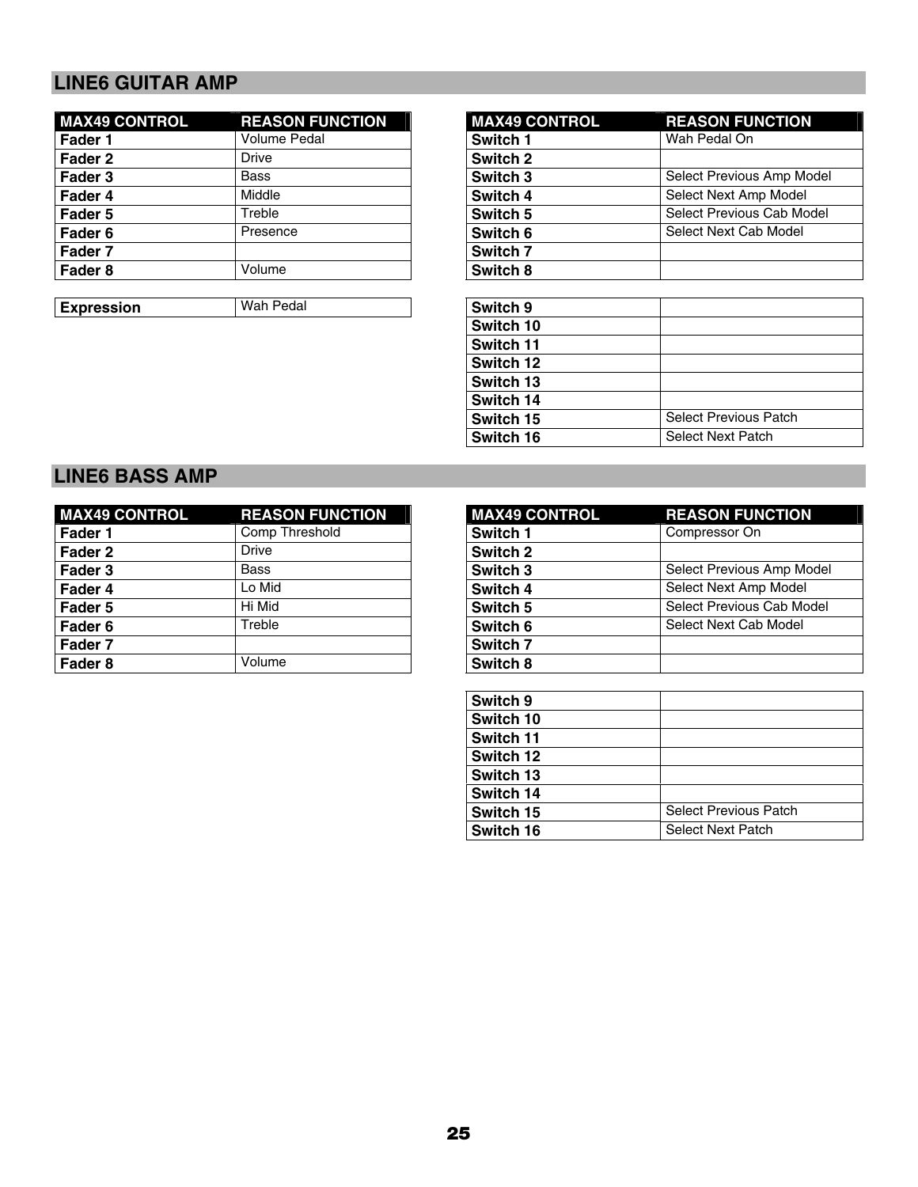## LINE6 GUITAR AMP

| MAX49 CONTROL | REASON FUNCTION |
|---|---|
| Fader 1 | Volume Pedal |
| Fader 2 | Drive |
| Fader 3 | Bass |
| Fader 4 | Middle |
| Fader 5 | Treble |
| Fader 6 | Presence |
| Fader 7 | |
| Fader 8 | Volume |
| Expression | Wah Pedal |

| MAX49 CONTROL | REASON FUNCTION |
|---|---|
| Switch 1 | Wah Pedal On |
| Switch 2 | |
| Switch 3 | Select Previous Amp Model |
| Switch 4 | Select Next Amp Model |
| Switch 5 | Select Previous Cab Model |
| Switch 6 | Select Next Cab Model |
| Switch 7 | |
| Switch 8 | |
| Switch 9 | |
| Switch 10 | |
| Switch 11 | |
| Switch 12 | |
| Switch 13 | |
| Switch 14 | |
| Switch 15 | Select Previous Patch |
| Switch 16 | Select Next Patch |

## LINE6 BASS AMP

| MAX49 CONTROL | REASON FUNCTION |
|---|---|
| Fader 1 | Comp Threshold |
| Fader 2 | Drive |
| Fader 3 | Bass |
| Fader 4 | Lo Mid |
| Fader 5 | Hi Mid |
| Fader 6 | Treble |
| Fader 7 | |
| Fader 8 | Volume |

| MAX49 CONTROL | REASON FUNCTION |
|---|---|
| Switch 1 | Compressor On |
| Switch 2 | |
| Switch 3 | Select Previous Amp Model |
| Switch 4 | Select Next Amp Model |
| Switch 5 | Select Previous Cab Model |
| Switch 6 | Select Next Cab Model |
| Switch 7 | |
| Switch 8 | |
| Switch 9 | |
| Switch 10 | |
| Switch 11 | |
| Switch 12 | |
| Switch 13 | |
| Switch 14 | |
| Switch 15 | Select Previous Patch |
| Switch 16 | Select Next Patch |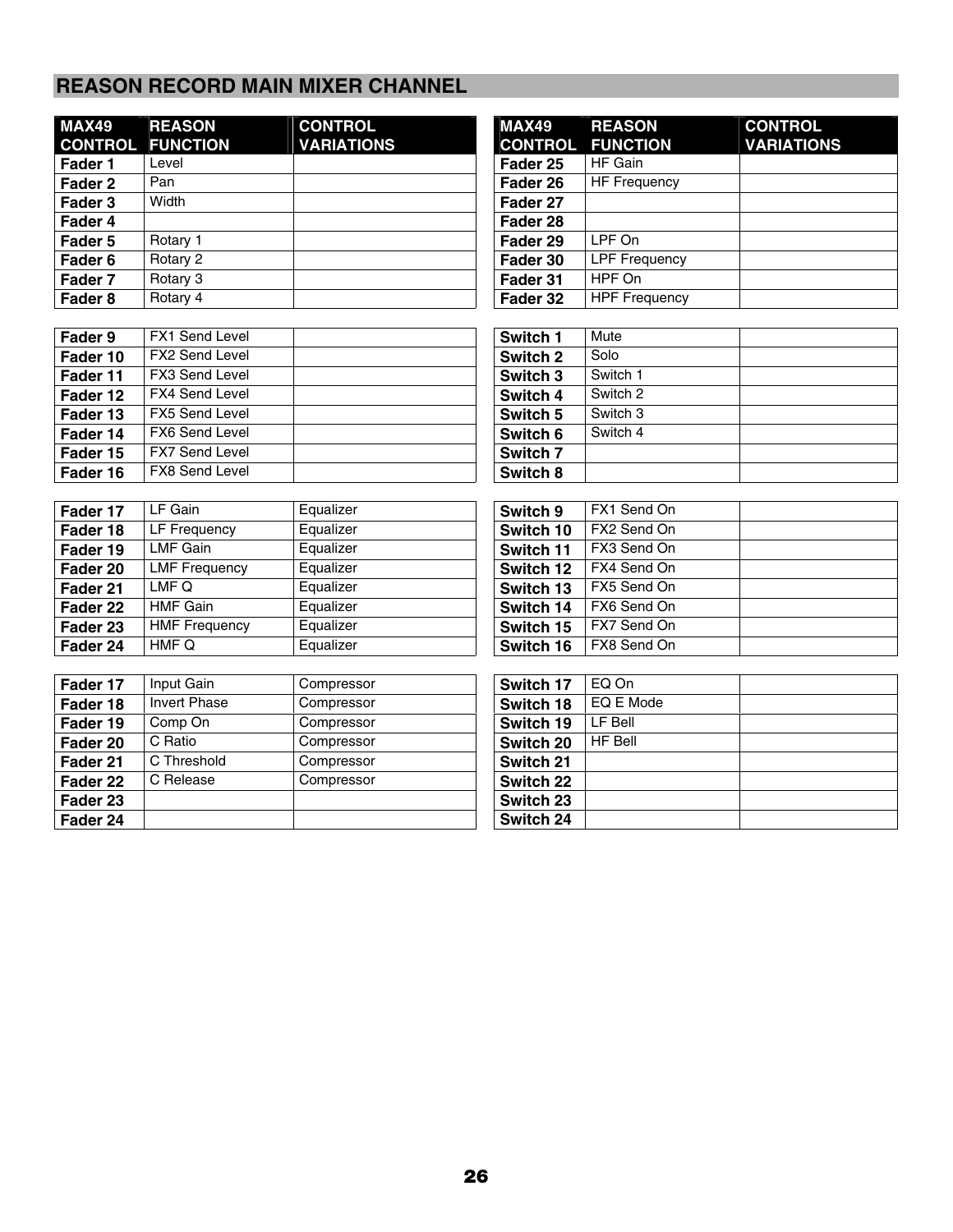## REASON RECORD MAIN MIXER CHANNEL

| MAX49 CONTROL | REASON FUNCTION | CONTROL VARIATIONS |
|---|---|---|
| **Fader 1** | Level | |
| **Fader 2** | Pan | |
| **Fader 3** | Width | |
| **Fader 4** | | |
| **Fader 5** | Rotary 1 | |
| **Fader 6** | Rotary 2 | |
| **Fader 7** | Rotary 3 | |
| **Fader 8** | Rotary 4 | |
| **Fader 9** | FX1 Send Level | |
| **Fader 10** | FX2 Send Level | |
| **Fader 11** | FX3 Send Level | |
| **Fader 12** | FX4 Send Level | |
| **Fader 13** | FX5 Send Level | |
| **Fader 14** | FX6 Send Level | |
| **Fader 15** | FX7 Send Level | |
| **Fader 16** | FX8 Send Level | |
| **Fader 17** | LF Gain | Equalizer |
| **Fader 18** | LF Frequency | Equalizer |
| **Fader 19** | LMF Gain | Equalizer |
| **Fader 20** | LMF Frequency | Equalizer |
| **Fader 21** | LMF Q | Equalizer |
| **Fader 22** | HMF Gain | Equalizer |
| **Fader 23** | HMF Frequency | Equalizer |
| **Fader 24** | HMF Q | Equalizer |
| **Fader 17** | Input Gain | Compressor |
| **Fader 18** | Invert Phase | Compressor |
| **Fader 19** | Comp On | Compressor |
| **Fader 20** | C Ratio | Compressor |
| **Fader 21** | C Threshold | Compressor |
| **Fader 22** | C Release | Compressor |
| **Fader 23** | | |
| **Fader 24** | | |

| MAX49 CONTROL | REASON FUNCTION | CONTROL VARIATIONS |
|---|---|---|
| **Fader 25** | HF Gain | |
| **Fader 26** | HF Frequency | |
| **Fader 27** | | |
| **Fader 28** | | |
| **Fader 29** | LPF On | |
| **Fader 30** | LPF Frequency | |
| **Fader 31** | HPF On | |
| **Fader 32** | HPF Frequency | |
| **Switch 1** | Mute | |
| **Switch 2** | Solo | |
| **Switch 3** | Switch 1 | |
| **Switch 4** | Switch 2 | |
| **Switch 5** | Switch 3 | |
| **Switch 6** | Switch 4 | |
| **Switch 7** | | |
| **Switch 8** | | |
| **Switch 9** | FX1 Send On | |
| **Switch 10** | FX2 Send On | |
| **Switch 11** | FX3 Send On | |
| **Switch 12** | FX4 Send On | |
| **Switch 13** | FX5 Send On | |
| **Switch 14** | FX6 Send On | |
| **Switch 15** | FX7 Send On | |
| **Switch 16** | FX8 Send On | |
| **Switch 17** | EQ On | |
| **Switch 18** | EQ E Mode | |
| **Switch 19** | LF Bell | |
| **Switch 20** | HF Bell | |
| **Switch 21** | | |
| **Switch 22** | | |
| **Switch 23** | | |
| **Switch 24** | | |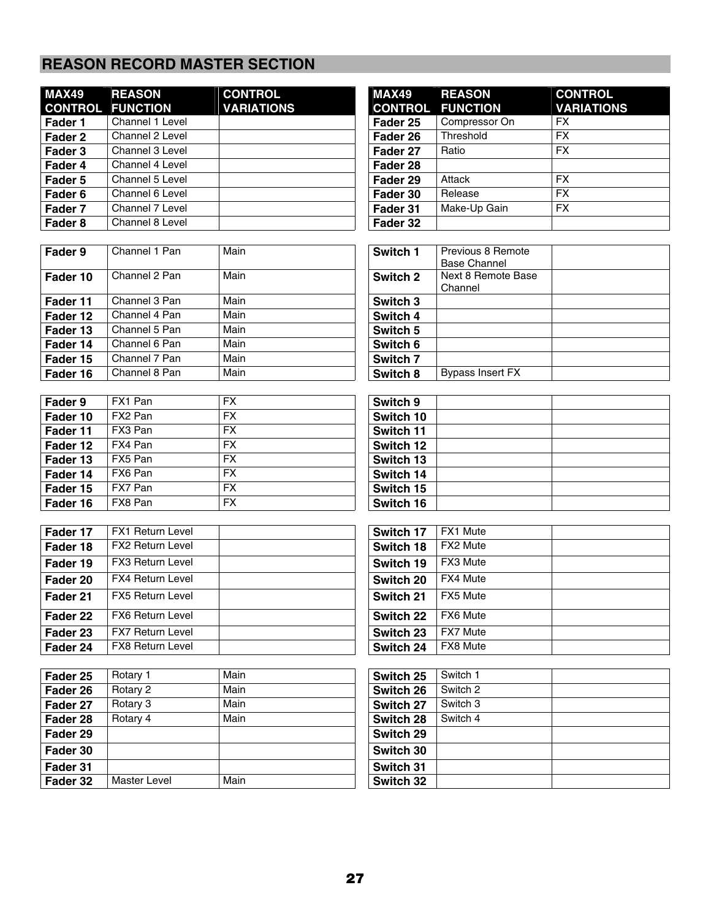## REASON RECORD MASTER SECTION

| MAX49 CONTROL | REASON FUNCTION | CONTROL VARIATIONS |
|---|---|---|
| **Fader 1** | Channel 1 Level | |
| **Fader 2** | Channel 2 Level | |
| **Fader 3** | Channel 3 Level | |
| **Fader 4** | Channel 4 Level | |
| **Fader 5** | Channel 5 Level | |
| **Fader 6** | Channel 6 Level | |
| **Fader 7** | Channel 7 Level | |
| **Fader 8** | Channel 8 Level | |
| | | |
| **Fader 9** | Channel 1 Pan | Main |
| **Fader 10** | Channel 2 Pan | Main |
| **Fader 11** | Channel 3 Pan | Main |
| **Fader 12** | Channel 4 Pan | Main |
| **Fader 13** | Channel 5 Pan | Main |
| **Fader 14** | Channel 6 Pan | Main |
| **Fader 15** | Channel 7 Pan | Main |
| **Fader 16** | Channel 8 Pan | Main |
| | | |
| **Fader 9** | FX1 Pan | FX |
| **Fader 10** | FX2 Pan | FX |
| **Fader 11** | FX3 Pan | FX |
| **Fader 12** | FX4 Pan | FX |
| **Fader 13** | FX5 Pan | FX |
| **Fader 14** | FX6 Pan | FX |
| **Fader 15** | FX7 Pan | FX |
| **Fader 16** | FX8 Pan | FX |
| | | |
| **Fader 17** | FX1 Return Level | |
| **Fader 18** | FX2 Return Level | |
| **Fader 19** | FX3 Return Level | |
| **Fader 20** | FX4 Return Level | |
| **Fader 21** | FX5 Return Level | |
| **Fader 22** | FX6 Return Level | |
| **Fader 23** | FX7 Return Level | |
| **Fader 24** | FX8 Return Level | |
| | | |
| **Fader 25** | Rotary 1 | Main |
| **Fader 26** | Rotary 2 | Main |
| **Fader 27** | Rotary 3 | Main |
| **Fader 28** | Rotary 4 | Main |
| **Fader 29** | | |
| **Fader 30** | | |
| **Fader 31** | | |
| **Fader 32** | Master Level | Main |

| MAX49 CONTROL | REASON FUNCTION | CONTROL VARIATIONS |
|---|---|---|
| **Fader 25** | Compressor On | FX |
| **Fader 26** | Threshold | FX |
| **Fader 27** | Ratio | FX |
| **Fader 28** | | |
| **Fader 29** | Attack | FX |
| **Fader 30** | Release | FX |
| **Fader 31** | Make-Up Gain | FX |
| **Fader 32** | | |
| | | |
| **Switch 1** | Previous 8 Remote Base Channel | |
| **Switch 2** | Next 8 Remote Base Channel | |
| **Switch 3** | | |
| **Switch 4** | | |
| **Switch 5** | | |
| **Switch 6** | | |
| **Switch 7** | | |
| **Switch 8** | Bypass Insert FX | |
| | | |
| **Switch 9** | | |
| **Switch 10** | | |
| **Switch 11** | | |
| **Switch 12** | | |
| **Switch 13** | | |
| **Switch 14** | | |
| **Switch 15** | | |
| **Switch 16** | | |
| | | |
| **Switch 17** | FX1 Mute | |
| **Switch 18** | FX2 Mute | |
| **Switch 19** | FX3 Mute | |
| **Switch 20** | FX4 Mute | |
| **Switch 21** | FX5 Mute | |
| **Switch 22** | FX6 Mute | |
| **Switch 23** | FX7 Mute | |
| **Switch 24** | FX8 Mute | |
| | | |
| **Switch 25** | Switch 1 | |
| **Switch 26** | Switch 2 | |
| **Switch 27** | Switch 3 | |
| **Switch 28** | Switch 4 | |
| **Switch 29** | | |
| **Switch 30** | | |
| **Switch 31** | | |
| **Switch 32** | | |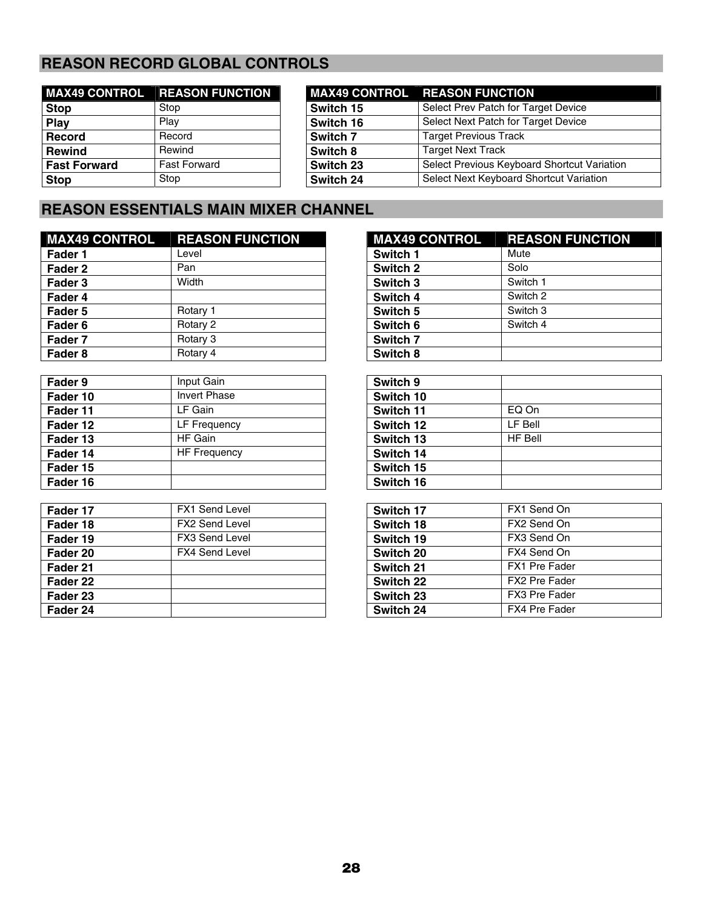## REASON RECORD GLOBAL CONTROLS

| MAX49 CONTROL | REASON FUNCTION |
|---|---|
| **Stop** | Stop |
| **Play** | Play |
| **Record** | Record |
| **Rewind** | Rewind |
| **Fast Forward** | Fast Forward |
| **Stop** | Stop |

| MAX49 CONTROL | REASON FUNCTION |
|---|---|
| **Switch 15** | Select Prev Patch for Target Device |
| **Switch 16** | Select Next Patch for Target Device |
| **Switch 7** | Target Previous Track |
| **Switch 8** | Target Next Track |
| **Switch 23** | Select Previous Keyboard Shortcut Variation |
| **Switch 24** | Select Next Keyboard Shortcut Variation |

## REASON ESSENTIALS MAIN MIXER CHANNEL

| MAX49 CONTROL | REASON FUNCTION |
|---|---|
| **Fader 1** | Level |
| **Fader 2** | Pan |
| **Fader 3** | Width |
| **Fader 4** | |
| **Fader 5** | Rotary 1 |
| **Fader 6** | Rotary 2 |
| **Fader 7** | Rotary 3 |
| **Fader 8** | Rotary 4 |
| **Fader 9** | Input Gain |
| **Fader 10** | Invert Phase |
| **Fader 11** | LF Gain |
| **Fader 12** | LF Frequency |
| **Fader 13** | HF Gain |
| **Fader 14** | HF Frequency |
| **Fader 15** | |
| **Fader 16** | |
| **Fader 17** | FX1 Send Level |
| **Fader 18** | FX2 Send Level |
| **Fader 19** | FX3 Send Level |
| **Fader 20** | FX4 Send Level |
| **Fader 21** | |
| **Fader 22** | |
| **Fader 23** | |
| **Fader 24** | |

| MAX49 CONTROL | REASON FUNCTION |
|---|---|
| **Switch 1** | Mute |
| **Switch 2** | Solo |
| **Switch 3** | Switch 1 |
| **Switch 4** | Switch 2 |
| **Switch 5** | Switch 3 |
| **Switch 6** | Switch 4 |
| **Switch 7** | |
| **Switch 8** | |
| **Switch 9** | |
| **Switch 10** | |
| **Switch 11** | EQ On |
| **Switch 12** | LF Bell |
| **Switch 13** | HF Bell |
| **Switch 14** | |
| **Switch 15** | |
| **Switch 16** | |
| **Switch 17** | FX1 Send On |
| **Switch 18** | FX2 Send On |
| **Switch 19** | FX3 Send On |
| **Switch 20** | FX4 Send On |
| **Switch 21** | FX1 Pre Fader |
| **Switch 22** | FX2 Pre Fader |
| **Switch 23** | FX3 Pre Fader |
| **Switch 24** | FX4 Pre Fader |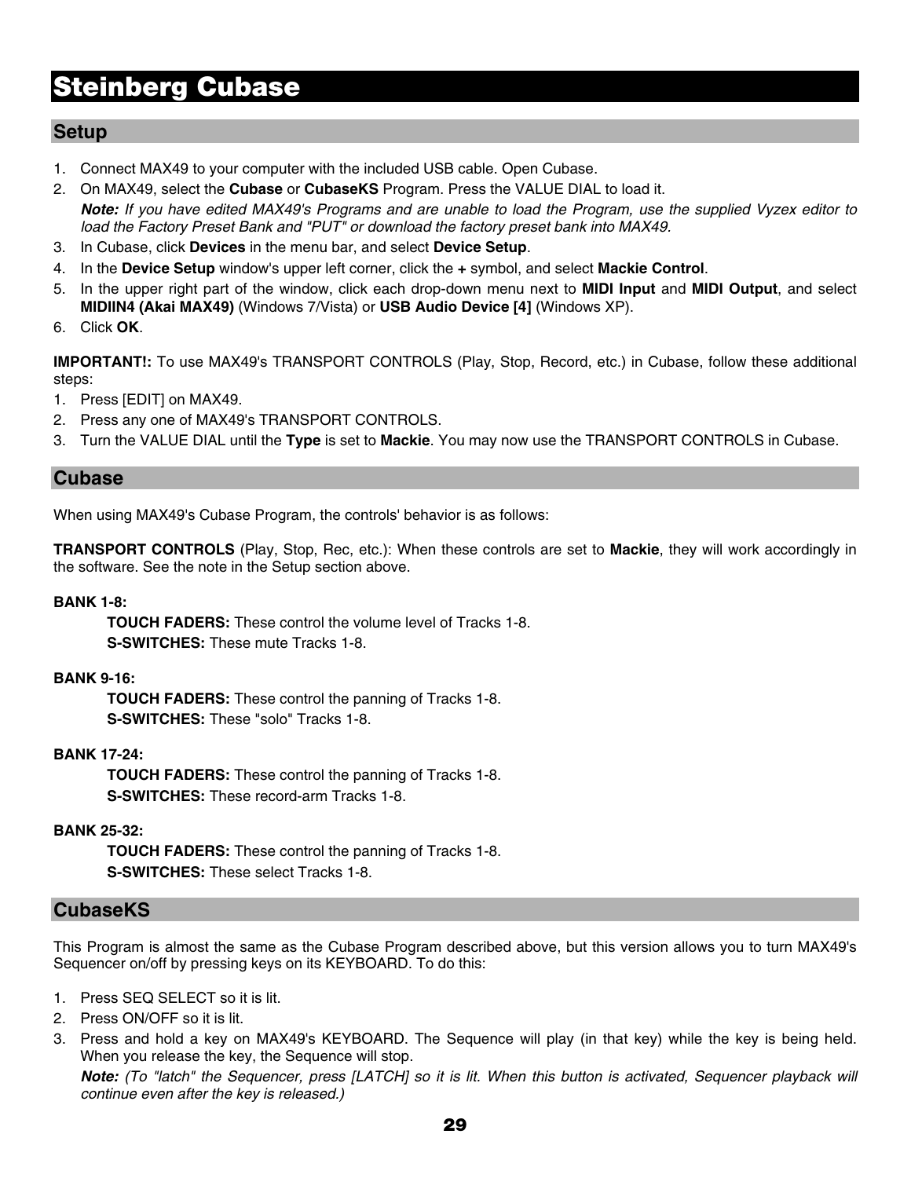# Steinberg Cubase

## Setup

1. Connect MAX49 to your computer with the included USB cable. Open Cubase.
2. On MAX49, select the **Cubase** or **CubaseKS** Program. Press the VALUE DIAL to load it.

   ***Note:*** *If you have edited MAX49's Programs and are unable to load the Program, use the supplied Vyzex editor to load the Factory Preset Bank and "PUT" or download the factory preset bank into MAX49.*
3. In Cubase, click **Devices** in the menu bar, and select **Device Setup**.
4. In the **Device Setup** window's upper left corner, click the **+** symbol, and select **Mackie Control**.
5. In the upper right part of the window, click each drop-down menu next to **MIDI Input** and **MIDI Output**, and select **MIDIIN4 (Akai MAX49)** (Windows 7/Vista) or **USB Audio Device [4]** (Windows XP).
6. Click **OK**.

**IMPORTANT!:** To use MAX49's TRANSPORT CONTROLS (Play, Stop, Record, etc.) in Cubase, follow these additional steps:

1. Press [EDIT] on MAX49.
2. Press any one of MAX49's TRANSPORT CONTROLS.
3. Turn the VALUE DIAL until the **Type** is set to **Mackie**. You may now use the TRANSPORT CONTROLS in Cubase.

## Cubase

When using MAX49's Cubase Program, the controls' behavior is as follows:

**TRANSPORT CONTROLS** (Play, Stop, Rec, etc.): When these controls are set to **Mackie**, they will work accordingly in the software. See the note in the Setup section above.

**BANK 1-8:**

**TOUCH FADERS:** These control the volume level of Tracks 1-8.
**S-SWITCHES:** These mute Tracks 1-8.

**BANK 9-16:**

**TOUCH FADERS:** These control the panning of Tracks 1-8.
**S-SWITCHES:** These "solo" Tracks 1-8.

**BANK 17-24:**

**TOUCH FADERS:** These control the panning of Tracks 1-8.
**S-SWITCHES:** These record-arm Tracks 1-8.

**BANK 25-32:**

**TOUCH FADERS:** These control the panning of Tracks 1-8.
**S-SWITCHES:** These select Tracks 1-8.

## CubaseKS

This Program is almost the same as the Cubase Program described above, but this version allows you to turn MAX49's Sequencer on/off by pressing keys on its KEYBOARD. To do this:

1. Press SEQ SELECT so it is lit.
2. Press ON/OFF so it is lit.
3. Press and hold a key on MAX49's KEYBOARD. The Sequence will play (in that key) while the key is being held. When you release the key, the Sequence will stop.

   ***Note:*** *(To "latch" the Sequencer, press [LATCH] so it is lit. When this button is activated, Sequencer playback will continue even after the key is released.)*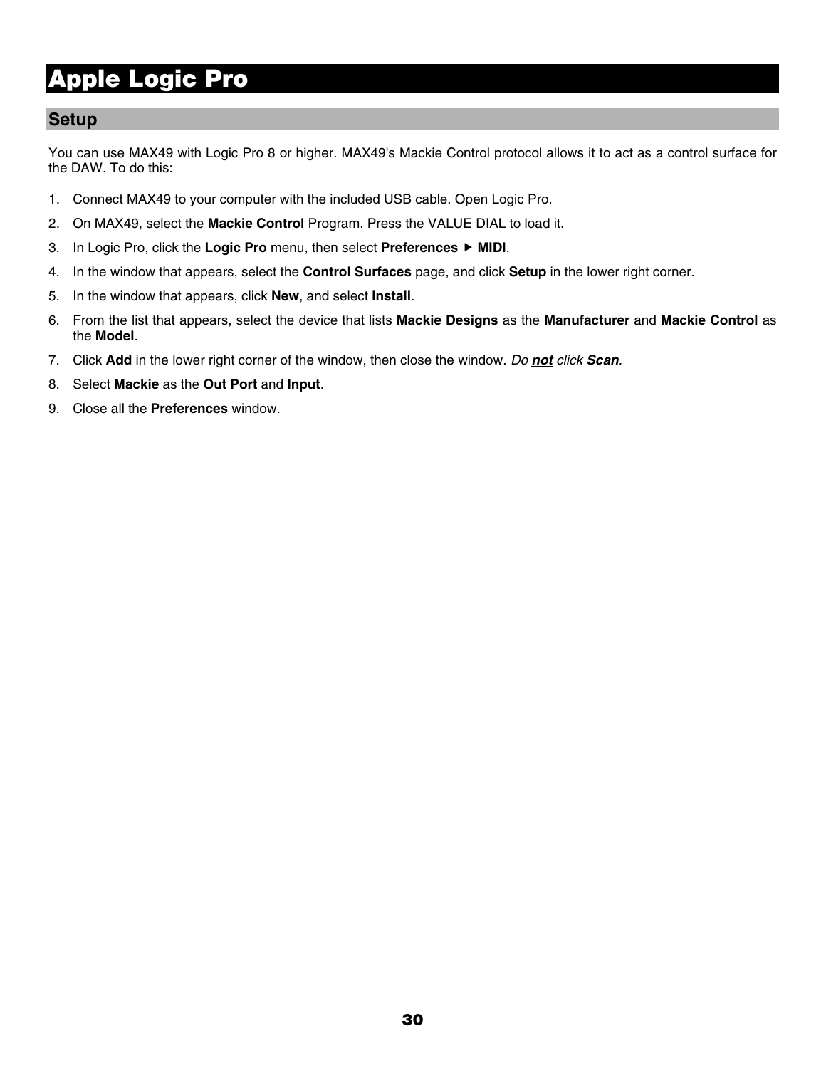# Apple Logic Pro

## Setup

You can use MAX49 with Logic Pro 8 or higher. MAX49's Mackie Control protocol allows it to act as a control surface for the DAW. To do this:

1. Connect MAX49 to your computer with the included USB cable. Open Logic Pro.
2. On MAX49, select the **Mackie Control** Program. Press the VALUE DIAL to load it.
3. In Logic Pro, click the **Logic Pro** menu, then select **Preferences ▶ MIDI**.
4. In the window that appears, select the **Control Surfaces** page, and click **Setup** in the lower right corner.
5. In the window that appears, click **New**, and select **Install**.
6. From the list that appears, select the device that lists **Mackie Designs** as the **Manufacturer** and **Mackie Control** as the **Model**.
7. Click **Add** in the lower right corner of the window, then close the window. *Do **not** click **Scan**.*
8. Select **Mackie** as the **Out Port** and **Input**.
9. Close all the **Preferences** window.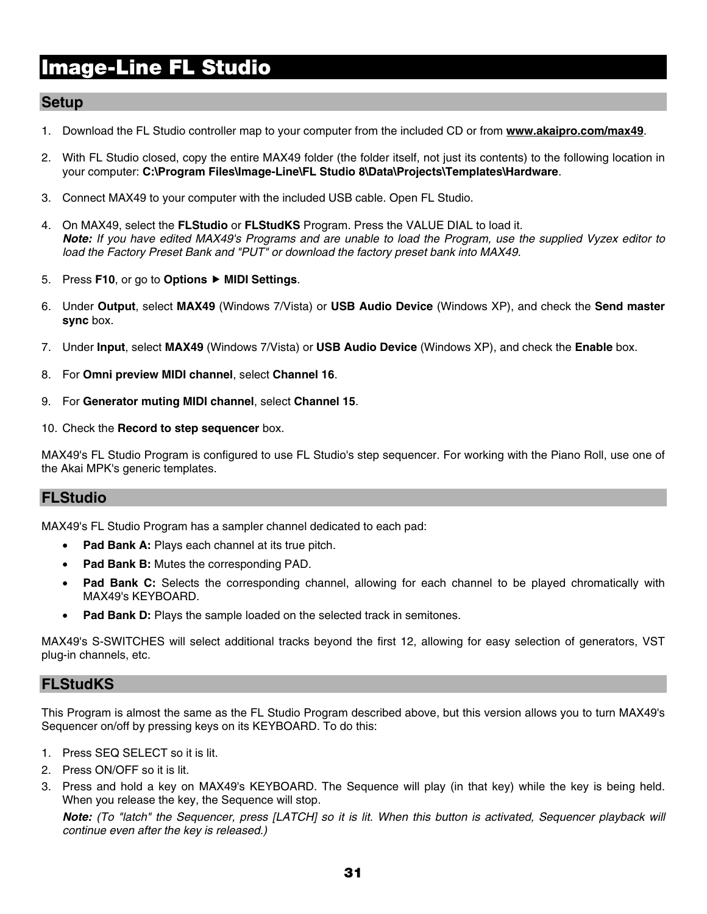# Image-Line FL Studio

## Setup

1. Download the FL Studio controller map to your computer from the included CD or from **www.akaipro.com/max49**.

2. With FL Studio closed, copy the entire MAX49 folder (the folder itself, not just its contents) to the following location in your computer: **C:\Program Files\Image-Line\FL Studio 8\Data\Projects\Templates\Hardware**.

3. Connect MAX49 to your computer with the included USB cable. Open FL Studio.

4. On MAX49, select the **FLStudio** or **FLStudKS** Program. Press the VALUE DIAL to load it.
   ***Note:*** *If you have edited MAX49's Programs and are unable to load the Program, use the supplied Vyzex editor to load the Factory Preset Bank and "PUT" or download the factory preset bank into MAX49.*

5. Press **F10**, or go to **Options ▶ MIDI Settings**.

6. Under **Output**, select **MAX49** (Windows 7/Vista) or **USB Audio Device** (Windows XP), and check the **Send master sync** box.

7. Under **Input**, select **MAX49** (Windows 7/Vista) or **USB Audio Device** (Windows XP), and check the **Enable** box.

8. For **Omni preview MIDI channel**, select **Channel 16**.

9. For **Generator muting MIDI channel**, select **Channel 15**.

10. Check the **Record to step sequencer** box.

MAX49's FL Studio Program is configured to use FL Studio's step sequencer. For working with the Piano Roll, use one of the Akai MPK's generic templates.

## FLStudio

MAX49's FL Studio Program has a sampler channel dedicated to each pad:

- **Pad Bank A:** Plays each channel at its true pitch.
- **Pad Bank B:** Mutes the corresponding PAD.
- **Pad Bank C:** Selects the corresponding channel, allowing for each channel to be played chromatically with MAX49's KEYBOARD.
- **Pad Bank D:** Plays the sample loaded on the selected track in semitones.

MAX49's S-SWITCHES will select additional tracks beyond the first 12, allowing for easy selection of generators, VST plug-in channels, etc.

## FLStudKS

This Program is almost the same as the FL Studio Program described above, but this version allows you to turn MAX49's Sequencer on/off by pressing keys on its KEYBOARD. To do this:

1. Press SEQ SELECT so it is lit.
2. Press ON/OFF so it is lit.
3. Press and hold a key on MAX49's KEYBOARD. The Sequence will play (in that key) while the key is being held. When you release the key, the Sequence will stop.

   ***Note:*** *(To "latch" the Sequencer, press [LATCH] so it is lit. When this button is activated, Sequencer playback will continue even after the key is released.)*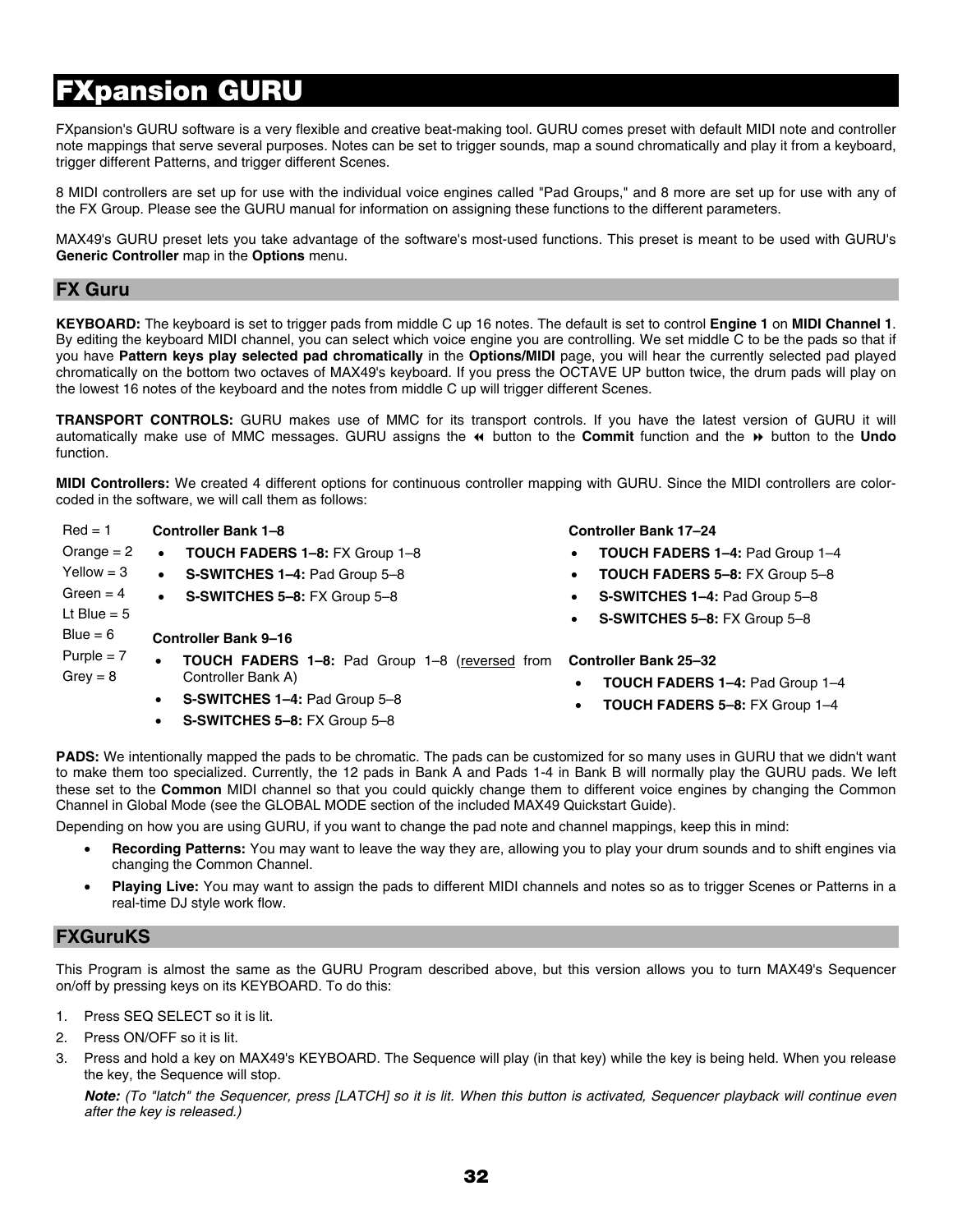# FXpansion GURU

FXpansion's GURU software is a very flexible and creative beat-making tool. GURU comes preset with default MIDI note and controller note mappings that serve several purposes. Notes can be set to trigger sounds, map a sound chromatically and play it from a keyboard, trigger different Patterns, and trigger different Scenes.

8 MIDI controllers are set up for use with the individual voice engines called "Pad Groups," and 8 more are set up for use with any of the FX Group. Please see the GURU manual for information on assigning these functions to the different parameters.

MAX49's GURU preset lets you take advantage of the software's most-used functions. This preset is meant to be used with GURU's **Generic Controller** map in the **Options** menu.

## FX Guru

**KEYBOARD:** The keyboard is set to trigger pads from middle C up 16 notes. The default is set to control **Engine 1** on **MIDI Channel 1**. By editing the keyboard MIDI channel, you can select which voice engine you are controlling. We set middle C to be the pads so that if you have **Pattern keys play selected pad chromatically** in the **Options/MIDI** page, you will hear the currently selected pad played chromatically on the bottom two octaves of MAX49's keyboard. If you press the OCTAVE UP button twice, the drum pads will play on the lowest 16 notes of the keyboard and the notes from middle C up will trigger different Scenes.

**TRANSPORT CONTROLS:** GURU makes use of MMC for its transport controls. If you have the latest version of GURU it will automatically make use of MMC messages. GURU assigns the ⏪ button to the **Commit** function and the ⏩ button to the **Undo** function.

**MIDI Controllers:** We created 4 different options for continuous controller mapping with GURU. Since the MIDI controllers are color-coded in the software, we will call them as follows:

Red = 1
Orange = 2
Yellow = 3
Green = 4
Lt Blue = 5
Blue = 6
Purple = 7
Grey = 8

**Controller Bank 1–8**

- **TOUCH FADERS 1–8:** FX Group 1–8
- **S-SWITCHES 1–4:** Pad Group 5–8
- **S-SWITCHES 5–8:** FX Group 5–8

**Controller Bank 9–16**

- **TOUCH FADERS 1–8:** Pad Group 1–8 (reversed from Controller Bank A)
- **S-SWITCHES 1–4:** Pad Group 5–8
- **S-SWITCHES 5–8:** FX Group 5–8

**Controller Bank 17–24**

- **TOUCH FADERS 1–4:** Pad Group 1–4
- **TOUCH FADERS 5–8:** FX Group 5–8
- **S-SWITCHES 1–4:** Pad Group 5–8
- **S-SWITCHES 5–8:** FX Group 5–8

**Controller Bank 25–32**

- **TOUCH FADERS 1–4:** Pad Group 1–4
- **TOUCH FADERS 5–8:** FX Group 1–4

**PADS:** We intentionally mapped the pads to be chromatic. The pads can be customized for so many uses in GURU that we didn't want to make them too specialized. Currently, the 12 pads in Bank A and Pads 1-4 in Bank B will normally play the GURU pads. We left these set to the **Common** MIDI channel so that you could quickly change them to different voice engines by changing the Common Channel in Global Mode (see the GLOBAL MODE section of the included MAX49 Quickstart Guide).

Depending on how you are using GURU, if you want to change the pad note and channel mappings, keep this in mind:

- **Recording Patterns:** You may want to leave the way they are, allowing you to play your drum sounds and to shift engines via changing the Common Channel.
- **Playing Live:** You may want to assign the pads to different MIDI channels and notes so as to trigger Scenes or Patterns in a real-time DJ style work flow.

## FXGuruKS

This Program is almost the same as the GURU Program described above, but this version allows you to turn MAX49's Sequencer on/off by pressing keys on its KEYBOARD. To do this:

1. Press SEQ SELECT so it is lit.
2. Press ON/OFF so it is lit.
3. Press and hold a key on MAX49's KEYBOARD. The Sequence will play (in that key) while the key is being held. When you release the key, the Sequence will stop.

   ***Note:** (To "latch" the Sequencer, press [LATCH] so it is lit. When this button is activated, Sequencer playback will continue even after the key is released.)*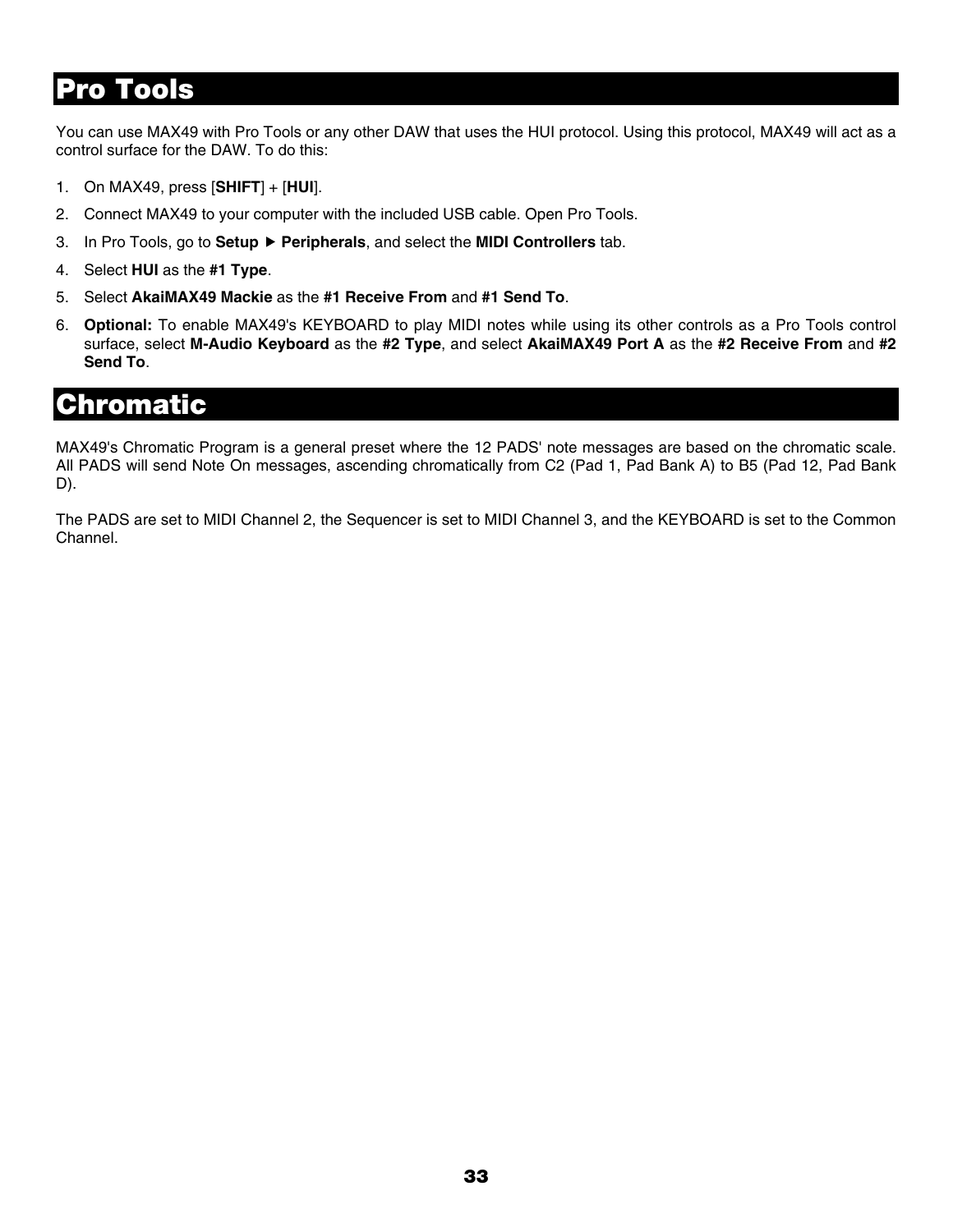# Pro Tools

You can use MAX49 with Pro Tools or any other DAW that uses the HUI protocol. Using this protocol, MAX49 will act as a control surface for the DAW. To do this:

1. On MAX49, press [**SHIFT**] + [**HUI**].
2. Connect MAX49 to your computer with the included USB cable. Open Pro Tools.
3. In Pro Tools, go to **Setup** ▶ **Peripherals**, and select the **MIDI Controllers** tab.
4. Select **HUI** as the **#1 Type**.
5. Select **AkaiMAX49 Mackie** as the **#1 Receive From** and **#1 Send To**.
6. **Optional:** To enable MAX49's KEYBOARD to play MIDI notes while using its other controls as a Pro Tools control surface, select **M-Audio Keyboard** as the **#2 Type**, and select **AkaiMAX49 Port A** as the **#2 Receive From** and **#2 Send To**.

# Chromatic

MAX49's Chromatic Program is a general preset where the 12 PADS' note messages are based on the chromatic scale. All PADS will send Note On messages, ascending chromatically from C2 (Pad 1, Pad Bank A) to B5 (Pad 12, Pad Bank D).

The PADS are set to MIDI Channel 2, the Sequencer is set to MIDI Channel 3, and the KEYBOARD is set to the Common Channel.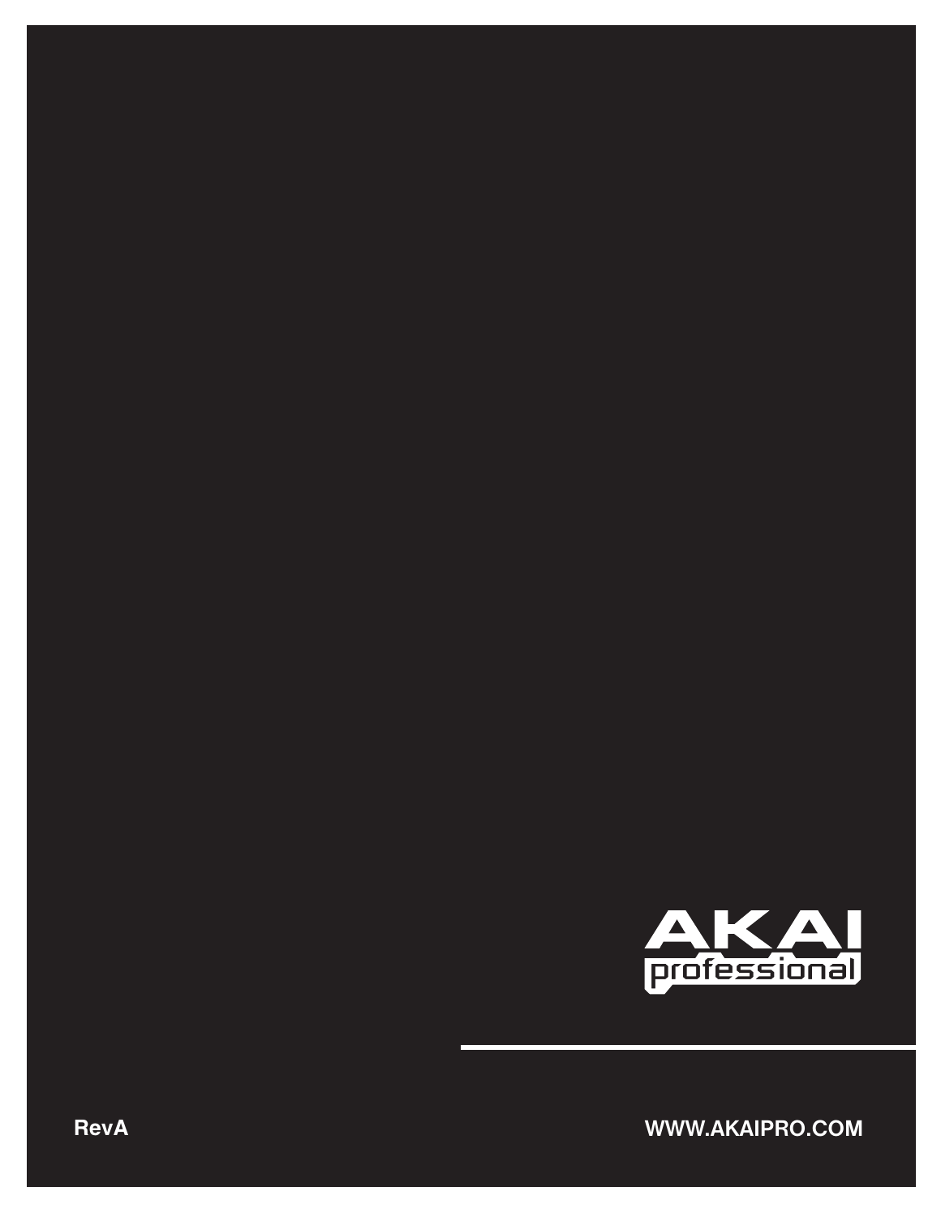AKAI professional

RevA

WWW.AKAIPRO.COM